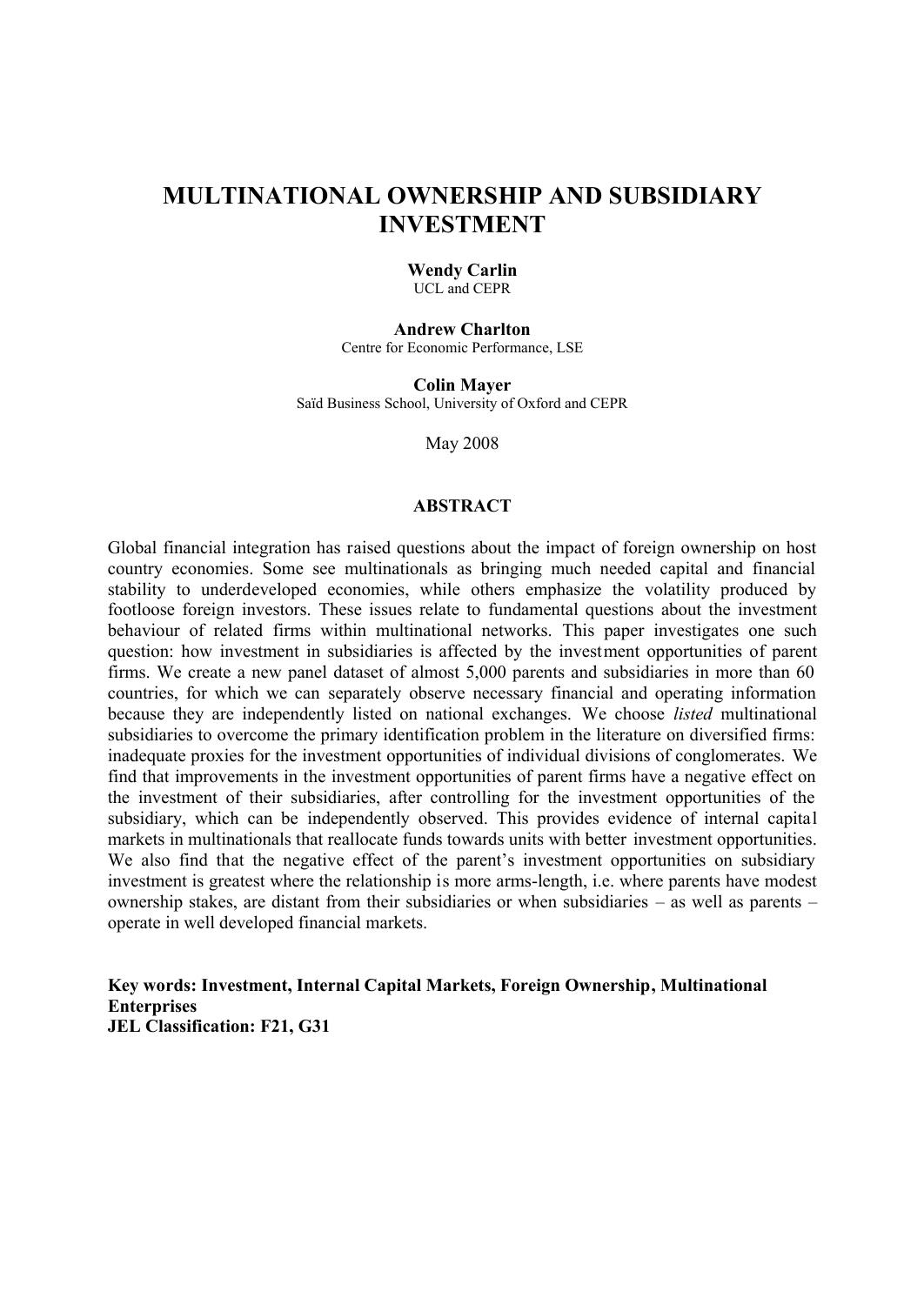# MULTINATIONAL OWNERSHIP AND SUBSIDIARY INVESTMENT

**Wendy Carlin**
UCL and CEPR

**Andrew Charlton**
Centre for Economic Performance, LSE

**Colin Mayer**
Saïd Business School, University of Oxford and CEPR

May 2008

## ABSTRACT

Global financial integration has raised questions about the impact of foreign ownership on host country economies. Some see multinationals as bringing much needed capital and financial stability to underdeveloped economies, while others emphasize the volatility produced by footloose foreign investors. These issues relate to fundamental questions about the investment behaviour of related firms within multinational networks. This paper investigates one such question: how investment in subsidiaries is affected by the investment opportunities of parent firms. We create a new panel dataset of almost 5,000 parents and subsidiaries in more than 60 countries, for which we can separately observe necessary financial and operating information because they are independently listed on national exchanges. We choose *listed* multinational subsidiaries to overcome the primary identification problem in the literature on diversified firms: inadequate proxies for the investment opportunities of individual divisions of conglomerates. We find that improvements in the investment opportunities of parent firms have a negative effect on the investment of their subsidiaries, after controlling for the investment opportunities of the subsidiary, which can be independently observed. This provides evidence of internal capital markets in multinationals that reallocate funds towards units with better investment opportunities. We also find that the negative effect of the parent's investment opportunities on subsidiary investment is greatest where the relationship is more arms-length, i.e. where parents have modest ownership stakes, are distant from their subsidiaries or when subsidiaries – as well as parents – operate in well developed financial markets.

**Key words: Investment, Internal Capital Markets, Foreign Ownership, Multinational Enterprises**
**JEL Classification: F21, G31**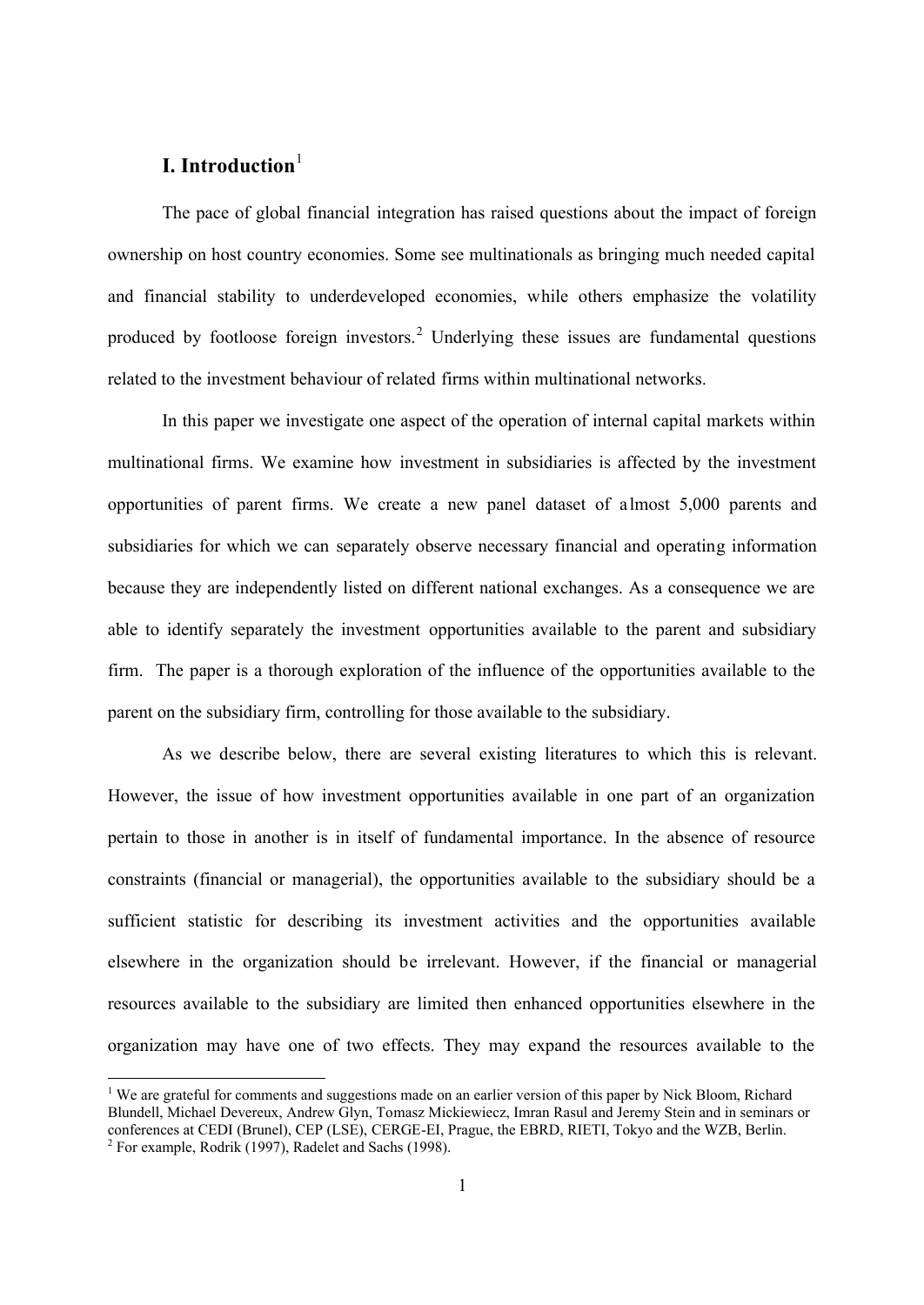# I. Introduction[1]

The pace of global financial integration has raised questions about the impact of foreign ownership on host country economies. Some see multinationals as bringing much needed capital and financial stability to underdeveloped economies, while others emphasize the volatility produced by footloose foreign investors.[2] Underlying these issues are fundamental questions related to the investment behaviour of related firms within multinational networks.

In this paper we investigate one aspect of the operation of internal capital markets within multinational firms. We examine how investment in subsidiaries is affected by the investment opportunities of parent firms. We create a new panel dataset of almost 5,000 parents and subsidiaries for which we can separately observe necessary financial and operating information because they are independently listed on different national exchanges. As a consequence we are able to identify separately the investment opportunities available to the parent and subsidiary firm. The paper is a thorough exploration of the influence of the opportunities available to the parent on the subsidiary firm, controlling for those available to the subsidiary.

As we describe below, there are several existing literatures to which this is relevant. However, the issue of how investment opportunities available in one part of an organization pertain to those in another is in itself of fundamental importance. In the absence of resource constraints (financial or managerial), the opportunities available to the subsidiary should be a sufficient statistic for describing its investment activities and the opportunities available elsewhere in the organization should be irrelevant. However, if the financial or managerial resources available to the subsidiary are limited then enhanced opportunities elsewhere in the organization may have one of two effects. They may expand the resources available to the

---

[1] We are grateful for comments and suggestions made on an earlier version of this paper by Nick Bloom, Richard Blundell, Michael Devereux, Andrew Glyn, Tomasz Mickiewicz, Imran Rasul and Jeremy Stein and in seminars or conferences at CEDI (Brunel), CEP (LSE), CERGE-EI, Prague, the EBRD, RIETI, Tokyo and the WZB, Berlin.

[2] For example, Rodrik (1997), Radelet and Sachs (1998).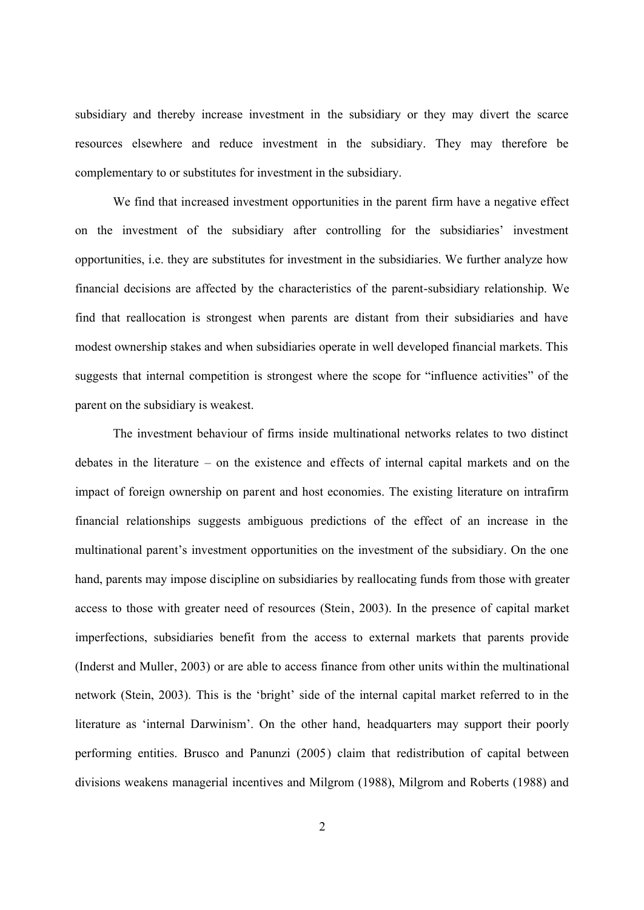subsidiary and thereby increase investment in the subsidiary or they may divert the scarce resources elsewhere and reduce investment in the subsidiary. They may therefore be complementary to or substitutes for investment in the subsidiary.

We find that increased investment opportunities in the parent firm have a negative effect on the investment of the subsidiary after controlling for the subsidiaries' investment opportunities, i.e. they are substitutes for investment in the subsidiaries. We further analyze how financial decisions are affected by the characteristics of the parent-subsidiary relationship. We find that reallocation is strongest when parents are distant from their subsidiaries and have modest ownership stakes and when subsidiaries operate in well developed financial markets. This suggests that internal competition is strongest where the scope for "influence activities" of the parent on the subsidiary is weakest.

The investment behaviour of firms inside multinational networks relates to two distinct debates in the literature – on the existence and effects of internal capital markets and on the impact of foreign ownership on parent and host economies. The existing literature on intrafirm financial relationships suggests ambiguous predictions of the effect of an increase in the multinational parent's investment opportunities on the investment of the subsidiary. On the one hand, parents may impose discipline on subsidiaries by reallocating funds from those with greater access to those with greater need of resources (Stein, 2003). In the presence of capital market imperfections, subsidiaries benefit from the access to external markets that parents provide (Inderst and Muller, 2003) or are able to access finance from other units within the multinational network (Stein, 2003). This is the 'bright' side of the internal capital market referred to in the literature as 'internal Darwinism'. On the other hand, headquarters may support their poorly performing entities. Brusco and Panunzi (2005) claim that redistribution of capital between divisions weakens managerial incentives and Milgrom (1988), Milgrom and Roberts (1988) and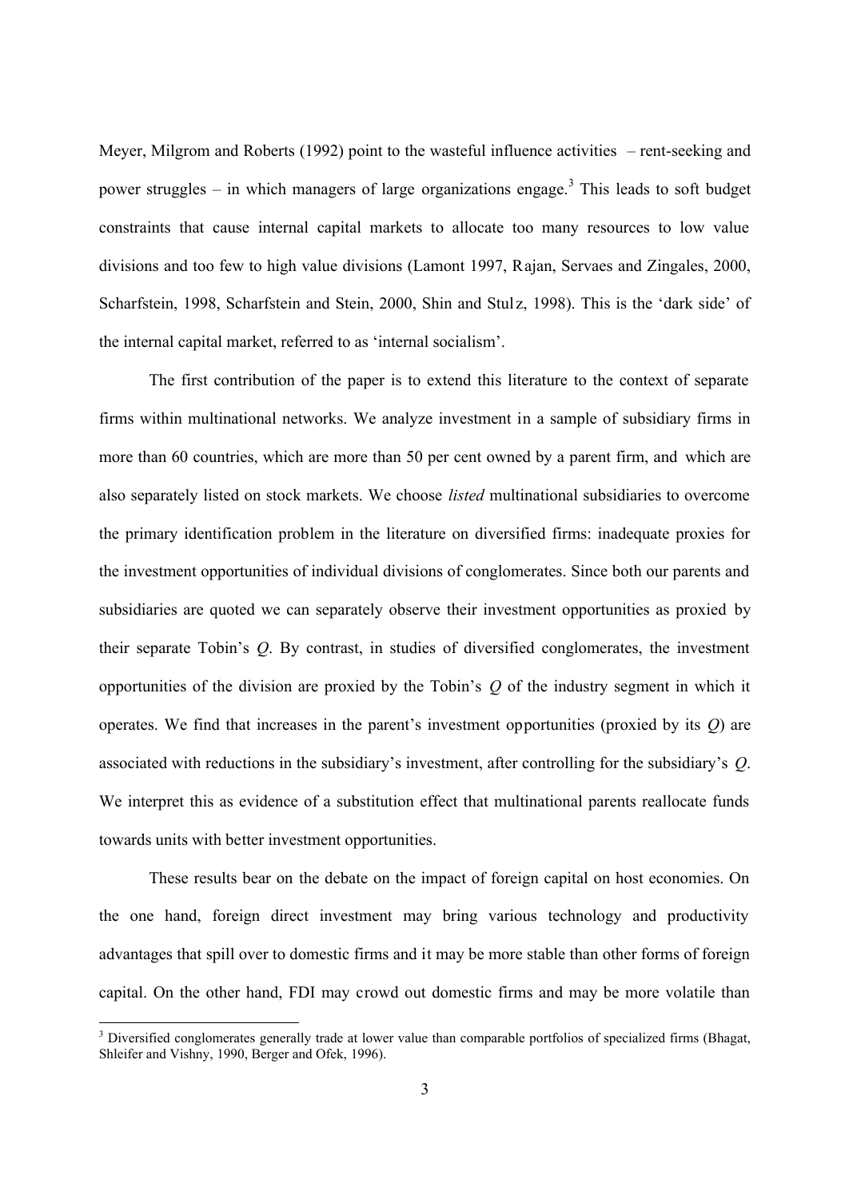Meyer, Milgrom and Roberts (1992) point to the wasteful influence activities – rent-seeking and power struggles – in which managers of large organizations engage.[3] This leads to soft budget constraints that cause internal capital markets to allocate too many resources to low value divisions and too few to high value divisions (Lamont 1997, Rajan, Servaes and Zingales, 2000, Scharfstein, 1998, Scharfstein and Stein, 2000, Shin and Stulz, 1998). This is the 'dark side' of the internal capital market, referred to as 'internal socialism'.

The first contribution of the paper is to extend this literature to the context of separate firms within multinational networks. We analyze investment in a sample of subsidiary firms in more than 60 countries, which are more than 50 per cent owned by a parent firm, and which are also separately listed on stock markets. We choose *listed* multinational subsidiaries to overcome the primary identification problem in the literature on diversified firms: inadequate proxies for the investment opportunities of individual divisions of conglomerates. Since both our parents and subsidiaries are quoted we can separately observe their investment opportunities as proxied by their separate Tobin's $Q$. By contrast, in studies of diversified conglomerates, the investment opportunities of the division are proxied by the Tobin's $Q$ of the industry segment in which it operates. We find that increases in the parent's investment opportunities (proxied by its $Q$) are associated with reductions in the subsidiary's investment, after controlling for the subsidiary's $Q$. We interpret this as evidence of a substitution effect that multinational parents reallocate funds towards units with better investment opportunities.

These results bear on the debate on the impact of foreign capital on host economies. On the one hand, foreign direct investment may bring various technology and productivity advantages that spill over to domestic firms and it may be more stable than other forms of foreign capital. On the other hand, FDI may crowd out domestic firms and may be more volatile than

[3] Diversified conglomerates generally trade at lower value than comparable portfolios of specialized firms (Bhagat, Shleifer and Vishny, 1990, Berger and Ofek, 1996).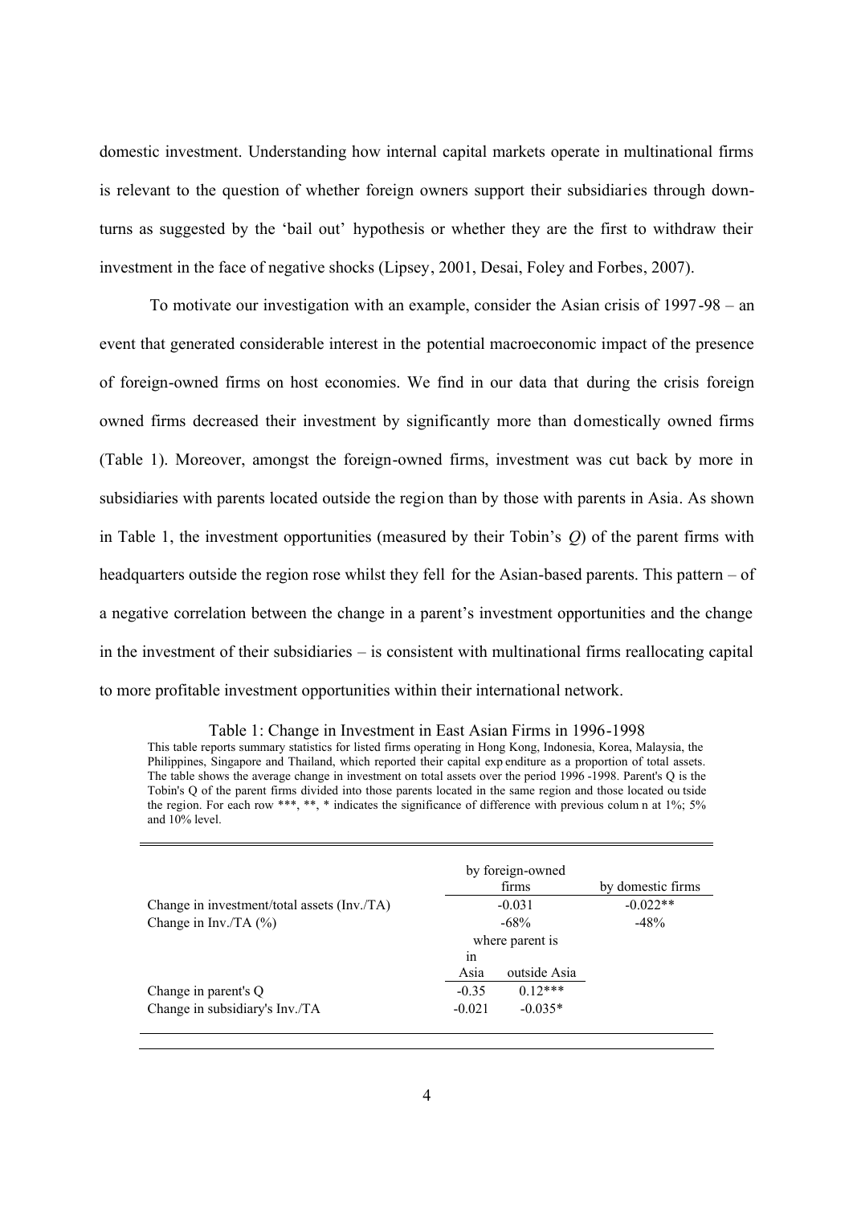domestic investment. Understanding how internal capital markets operate in multinational firms is relevant to the question of whether foreign owners support their subsidiaries through downturns as suggested by the 'bail out' hypothesis or whether they are the first to withdraw their investment in the face of negative shocks (Lipsey, 2001, Desai, Foley and Forbes, 2007).

To motivate our investigation with an example, consider the Asian crisis of 1997-98 – an event that generated considerable interest in the potential macroeconomic impact of the presence of foreign-owned firms on host economies. We find in our data that during the crisis foreign owned firms decreased their investment by significantly more than domestically owned firms (Table 1). Moreover, amongst the foreign-owned firms, investment was cut back by more in subsidiaries with parents located outside the region than by those with parents in Asia. As shown in Table 1, the investment opportunities (measured by their Tobin's *Q*) of the parent firms with headquarters outside the region rose whilst they fell for the Asian-based parents. This pattern – of a negative correlation between the change in a parent's investment opportunities and the change in the investment of their subsidiaries – is consistent with multinational firms reallocating capital to more profitable investment opportunities within their international network.

Table 1: Change in Investment in East Asian Firms in 1996-1998

This table reports summary statistics for listed firms operating in Hong Kong, Indonesia, Korea, Malaysia, the Philippines, Singapore and Thailand, which reported their capital expenditure as a proportion of total assets. The table shows the average change in investment on total assets over the period 1996-1998. Parent's Q is the Tobin's Q of the parent firms divided into those parents located in the same region and those located outside the region. For each row \*\*\*, \*\*, \* indicates the significance of difference with previous column at 1%; 5% and 10% level.

| | by foreign-owned firms | | by domestic firms |
|---|---|---|---|
| Change in investment/total assets (Inv./TA) | -0.031 | | -0.022** |
| Change in Inv./TA (%) | -68% | | -48% |
| | where parent is | | |
| | in Asia | outside Asia | |
| Change in parent's Q | -0.35 | 0.12*** | |
| Change in subsidiary's Inv./TA | -0.021 | -0.035* | |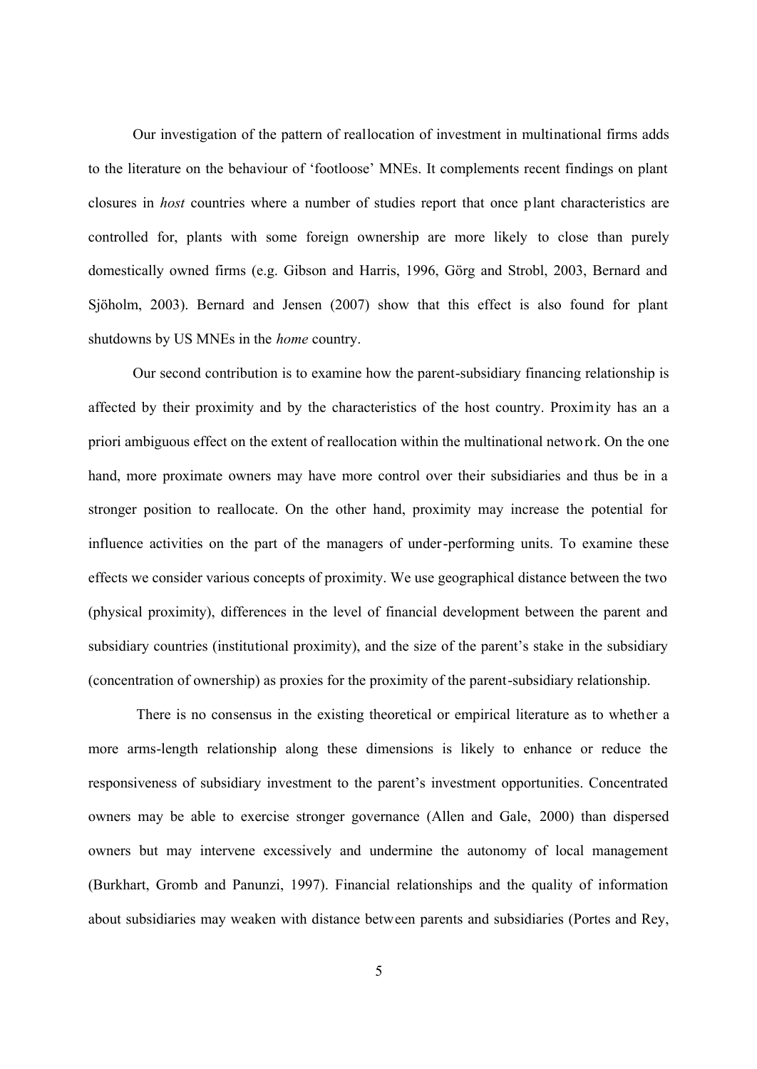Our investigation of the pattern of reallocation of investment in multinational firms adds to the literature on the behaviour of 'footloose' MNEs. It complements recent findings on plant closures in *host* countries where a number of studies report that once plant characteristics are controlled for, plants with some foreign ownership are more likely to close than purely domestically owned firms (e.g. Gibson and Harris, 1996, Görg and Strobl, 2003, Bernard and Sjöholm, 2003). Bernard and Jensen (2007) show that this effect is also found for plant shutdowns by US MNEs in the *home* country.

Our second contribution is to examine how the parent-subsidiary financing relationship is affected by their proximity and by the characteristics of the host country. Proximity has an a priori ambiguous effect on the extent of reallocation within the multinational network. On the one hand, more proximate owners may have more control over their subsidiaries and thus be in a stronger position to reallocate. On the other hand, proximity may increase the potential for influence activities on the part of the managers of under-performing units. To examine these effects we consider various concepts of proximity. We use geographical distance between the two (physical proximity), differences in the level of financial development between the parent and subsidiary countries (institutional proximity), and the size of the parent's stake in the subsidiary (concentration of ownership) as proxies for the proximity of the parent-subsidiary relationship.

There is no consensus in the existing theoretical or empirical literature as to whether a more arms-length relationship along these dimensions is likely to enhance or reduce the responsiveness of subsidiary investment to the parent's investment opportunities. Concentrated owners may be able to exercise stronger governance (Allen and Gale, 2000) than dispersed owners but may intervene excessively and undermine the autonomy of local management (Burkhart, Gromb and Panunzi, 1997). Financial relationships and the quality of information about subsidiaries may weaken with distance between parents and subsidiaries (Portes and Rey,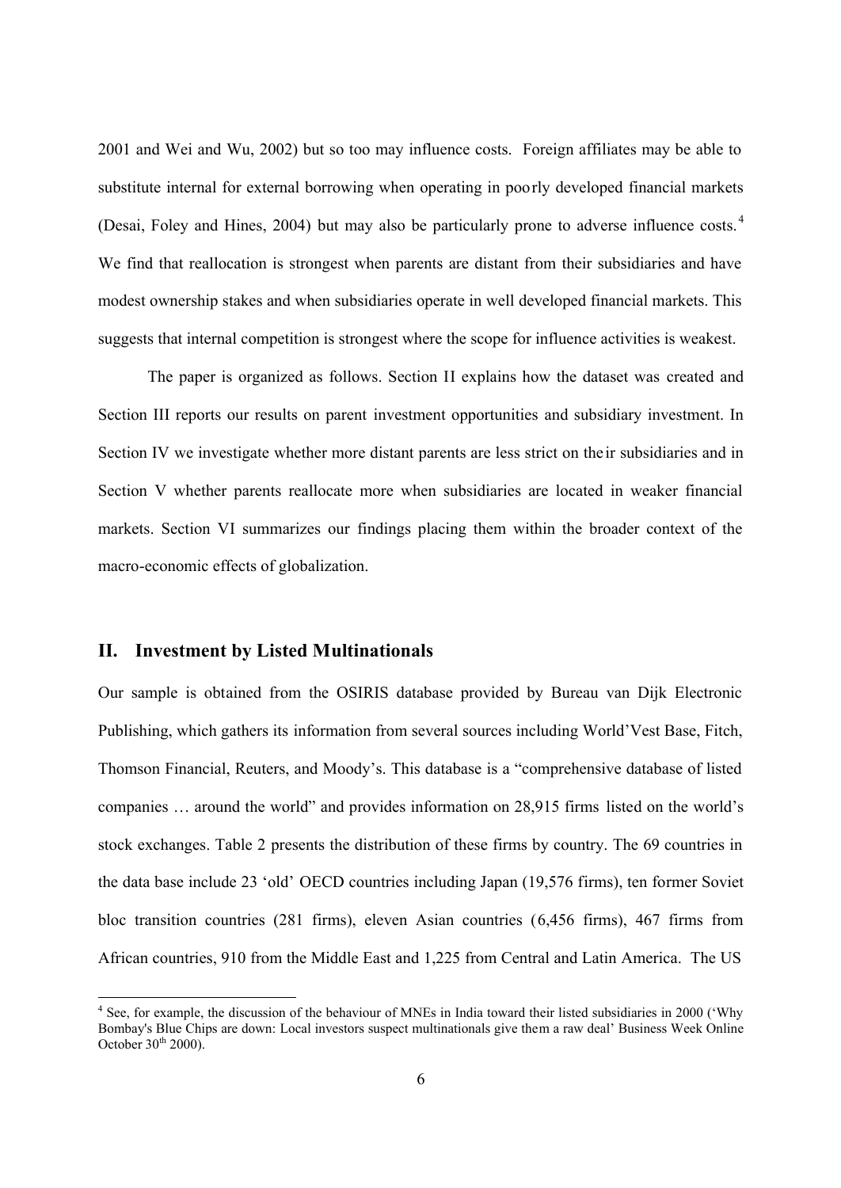2001 and Wei and Wu, 2002) but so too may influence costs. Foreign affiliates may be able to substitute internal for external borrowing when operating in poorly developed financial markets (Desai, Foley and Hines, 2004) but may also be particularly prone to adverse influence costs.[4] We find that reallocation is strongest when parents are distant from their subsidiaries and have modest ownership stakes and when subsidiaries operate in well developed financial markets. This suggests that internal competition is strongest where the scope for influence activities is weakest.

The paper is organized as follows. Section II explains how the dataset was created and Section III reports our results on parent investment opportunities and subsidiary investment. In Section IV we investigate whether more distant parents are less strict on their subsidiaries and in Section V whether parents reallocate more when subsidiaries are located in weaker financial markets. Section VI summarizes our findings placing them within the broader context of the macro-economic effects of globalization.

## II. Investment by Listed Multinationals

Our sample is obtained from the OSIRIS database provided by Bureau van Dijk Electronic Publishing, which gathers its information from several sources including World'Vest Base, Fitch, Thomson Financial, Reuters, and Moody's. This database is a "comprehensive database of listed companies … around the world" and provides information on 28,915 firms listed on the world's stock exchanges. Table 2 presents the distribution of these firms by country. The 69 countries in the data base include 23 'old' OECD countries including Japan (19,576 firms), ten former Soviet bloc transition countries (281 firms), eleven Asian countries (6,456 firms), 467 firms from African countries, 910 from the Middle East and 1,225 from Central and Latin America. The US

[4] See, for example, the discussion of the behaviour of MNEs in India toward their listed subsidiaries in 2000 ('Why Bombay's Blue Chips are down: Local investors suspect multinationals give them a raw deal' Business Week Online October 30th 2000).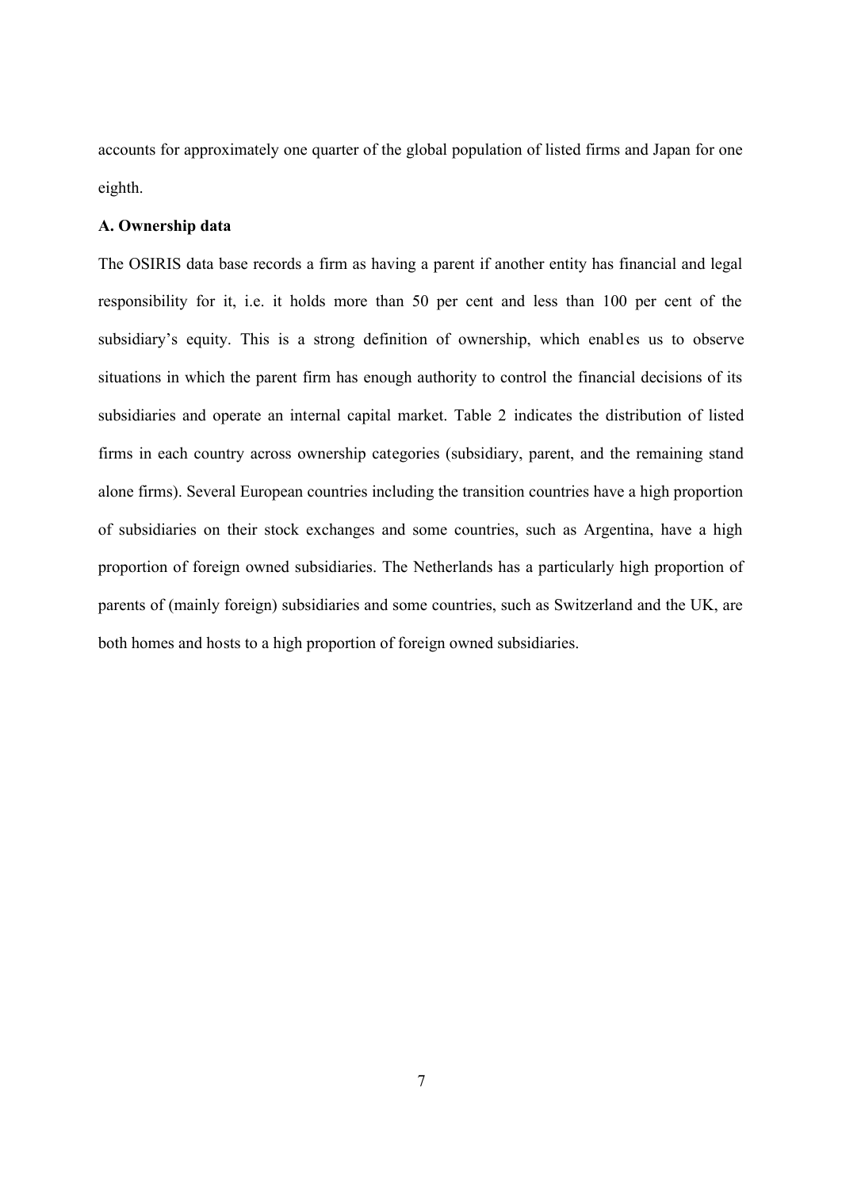accounts for approximately one quarter of the global population of listed firms and Japan for one eighth.

**A. Ownership data**

The OSIRIS data base records a firm as having a parent if another entity has financial and legal responsibility for it, i.e. it holds more than 50 per cent and less than 100 per cent of the subsidiary's equity. This is a strong definition of ownership, which enables us to observe situations in which the parent firm has enough authority to control the financial decisions of its subsidiaries and operate an internal capital market. Table 2 indicates the distribution of listed firms in each country across ownership categories (subsidiary, parent, and the remaining stand alone firms). Several European countries including the transition countries have a high proportion of subsidiaries on their stock exchanges and some countries, such as Argentina, have a high proportion of foreign owned subsidiaries. The Netherlands has a particularly high proportion of parents of (mainly foreign) subsidiaries and some countries, such as Switzerland and the UK, are both homes and hosts to a high proportion of foreign owned subsidiaries.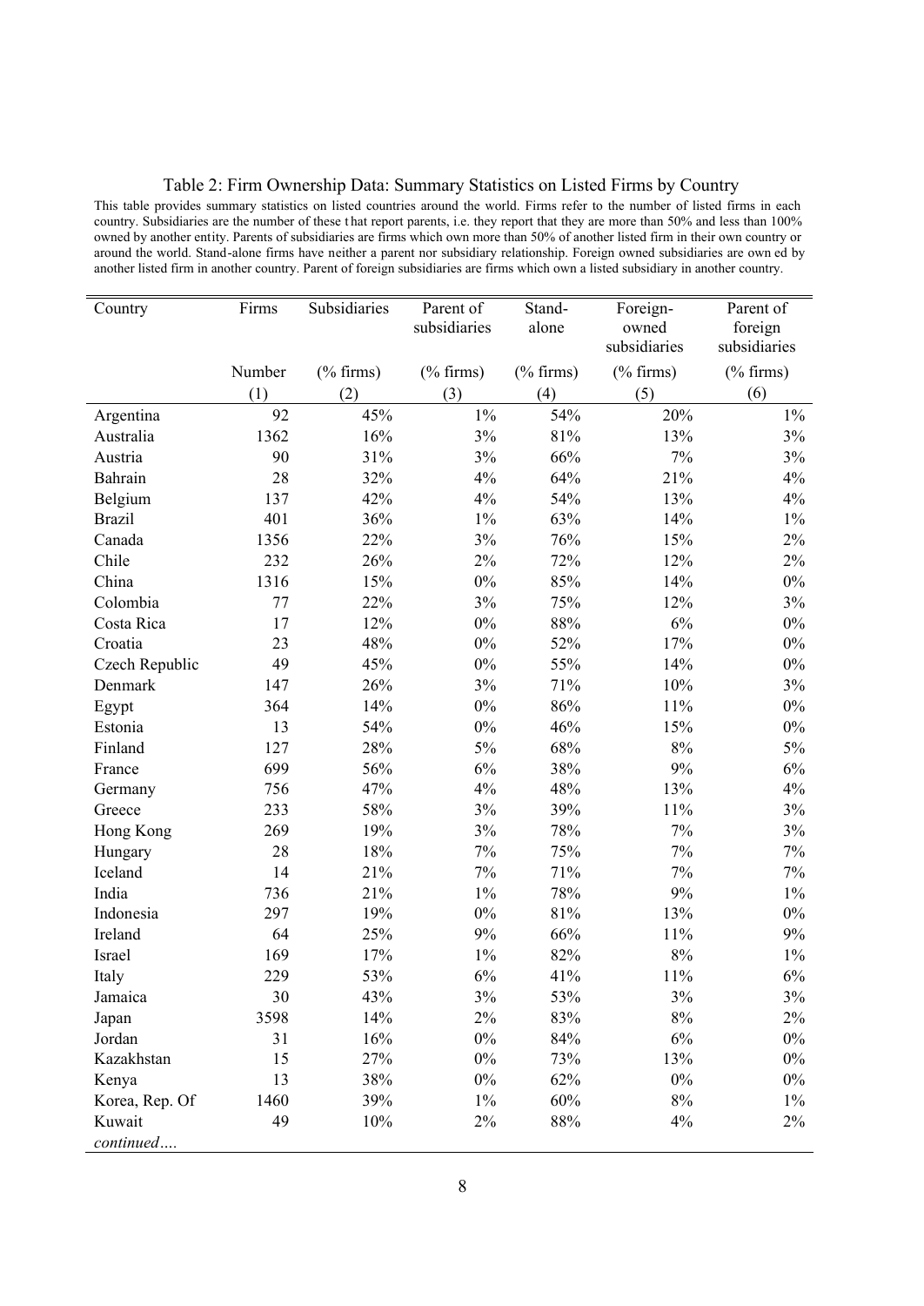Table 2: Firm Ownership Data: Summary Statistics on Listed Firms by Country

This table provides summary statistics on listed countries around the world. Firms refer to the number of listed firms in each country. Subsidiaries are the number of these that report parents, i.e. they report that they are more than 50% and less than 100% owned by another entity. Parents of subsidiaries are firms which own more than 50% of another listed firm in their own country or around the world. Stand-alone firms have neither a parent nor subsidiary relationship. Foreign owned subsidiaries are owned by another listed firm in another country. Parent of foreign subsidiaries are firms which own a listed subsidiary in another country.

| Country | Firms | Subsidiaries | Parent of subsidiaries | Stand-alone | Foreign-owned subsidiaries | Parent of foreign subsidiaries |
|---|---|---|---|---|---|---|
| | Number | (% firms) | (% firms) | (% firms) | (% firms) | (% firms) |
| | (1) | (2) | (3) | (4) | (5) | (6) |
| Argentina | 92 | 45% | 1% | 54% | 20% | 1% |
| Australia | 1362 | 16% | 3% | 81% | 13% | 3% |
| Austria | 90 | 31% | 3% | 66% | 7% | 3% |
| Bahrain | 28 | 32% | 4% | 64% | 21% | 4% |
| Belgium | 137 | 42% | 4% | 54% | 13% | 4% |
| Brazil | 401 | 36% | 1% | 63% | 14% | 1% |
| Canada | 1356 | 22% | 3% | 76% | 15% | 2% |
| Chile | 232 | 26% | 2% | 72% | 12% | 2% |
| China | 1316 | 15% | 0% | 85% | 14% | 0% |
| Colombia | 77 | 22% | 3% | 75% | 12% | 3% |
| Costa Rica | 17 | 12% | 0% | 88% | 6% | 0% |
| Croatia | 23 | 48% | 0% | 52% | 17% | 0% |
| Czech Republic | 49 | 45% | 0% | 55% | 14% | 0% |
| Denmark | 147 | 26% | 3% | 71% | 10% | 3% |
| Egypt | 364 | 14% | 0% | 86% | 11% | 0% |
| Estonia | 13 | 54% | 0% | 46% | 15% | 0% |
| Finland | 127 | 28% | 5% | 68% | 8% | 5% |
| France | 699 | 56% | 6% | 38% | 9% | 6% |
| Germany | 756 | 47% | 4% | 48% | 13% | 4% |
| Greece | 233 | 58% | 3% | 39% | 11% | 3% |
| Hong Kong | 269 | 19% | 3% | 78% | 7% | 3% |
| Hungary | 28 | 18% | 7% | 75% | 7% | 7% |
| Iceland | 14 | 21% | 7% | 71% | 7% | 7% |
| India | 736 | 21% | 1% | 78% | 9% | 1% |
| Indonesia | 297 | 19% | 0% | 81% | 13% | 0% |
| Ireland | 64 | 25% | 9% | 66% | 11% | 9% |
| Israel | 169 | 17% | 1% | 82% | 8% | 1% |
| Italy | 229 | 53% | 6% | 41% | 11% | 6% |
| Jamaica | 30 | 43% | 3% | 53% | 3% | 3% |
| Japan | 3598 | 14% | 2% | 83% | 8% | 2% |
| Jordan | 31 | 16% | 0% | 84% | 6% | 0% |
| Kazakhstan | 15 | 27% | 0% | 73% | 13% | 0% |
| Kenya | 13 | 38% | 0% | 62% | 0% | 0% |
| Korea, Rep. Of | 1460 | 39% | 1% | 60% | 8% | 1% |
| Kuwait | 49 | 10% | 2% | 88% | 4% | 2% |
| *continued....* | | | | | | |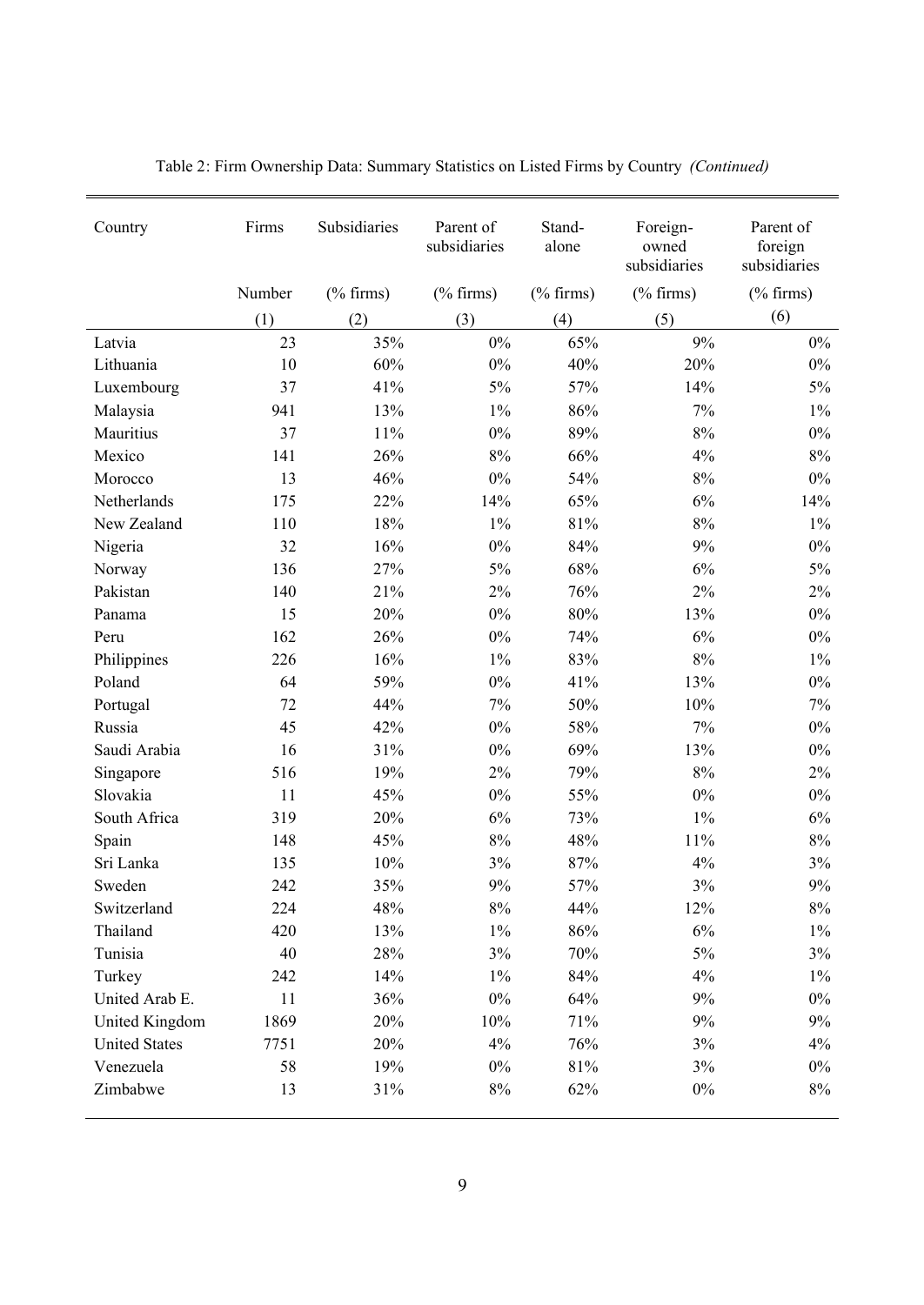Table 2: Firm Ownership Data: Summary Statistics on Listed Firms by Country *(Continued)*

| Country | Firms | Subsidiaries | Parent of subsidiaries | Stand-alone | Foreign-owned subsidiaries | Parent of foreign subsidiaries |
|---|---|---|---|---|---|---|
| | Number | (% firms) | (% firms) | (% firms) | (% firms) | (% firms) |
| | (1) | (2) | (3) | (4) | (5) | (6) |
| Latvia | 23 | 35% | 0% | 65% | 9% | 0% |
| Lithuania | 10 | 60% | 0% | 40% | 20% | 0% |
| Luxembourg | 37 | 41% | 5% | 57% | 14% | 5% |
| Malaysia | 941 | 13% | 1% | 86% | 7% | 1% |
| Mauritius | 37 | 11% | 0% | 89% | 8% | 0% |
| Mexico | 141 | 26% | 8% | 66% | 4% | 8% |
| Morocco | 13 | 46% | 0% | 54% | 8% | 0% |
| Netherlands | 175 | 22% | 14% | 65% | 6% | 14% |
| New Zealand | 110 | 18% | 1% | 81% | 8% | 1% |
| Nigeria | 32 | 16% | 0% | 84% | 9% | 0% |
| Norway | 136 | 27% | 5% | 68% | 6% | 5% |
| Pakistan | 140 | 21% | 2% | 76% | 2% | 2% |
| Panama | 15 | 20% | 0% | 80% | 13% | 0% |
| Peru | 162 | 26% | 0% | 74% | 6% | 0% |
| Philippines | 226 | 16% | 1% | 83% | 8% | 1% |
| Poland | 64 | 59% | 0% | 41% | 13% | 0% |
| Portugal | 72 | 44% | 7% | 50% | 10% | 7% |
| Russia | 45 | 42% | 0% | 58% | 7% | 0% |
| Saudi Arabia | 16 | 31% | 0% | 69% | 13% | 0% |
| Singapore | 516 | 19% | 2% | 79% | 8% | 2% |
| Slovakia | 11 | 45% | 0% | 55% | 0% | 0% |
| South Africa | 319 | 20% | 6% | 73% | 1% | 6% |
| Spain | 148 | 45% | 8% | 48% | 11% | 8% |
| Sri Lanka | 135 | 10% | 3% | 87% | 4% | 3% |
| Sweden | 242 | 35% | 9% | 57% | 3% | 9% |
| Switzerland | 224 | 48% | 8% | 44% | 12% | 8% |
| Thailand | 420 | 13% | 1% | 86% | 6% | 1% |
| Tunisia | 40 | 28% | 3% | 70% | 5% | 3% |
| Turkey | 242 | 14% | 1% | 84% | 4% | 1% |
| United Arab E. | 11 | 36% | 0% | 64% | 9% | 0% |
| United Kingdom | 1869 | 20% | 10% | 71% | 9% | 9% |
| United States | 7751 | 20% | 4% | 76% | 3% | 4% |
| Venezuela | 58 | 19% | 0% | 81% | 3% | 0% |
| Zimbabwe | 13 | 31% | 8% | 62% | 0% | 8% |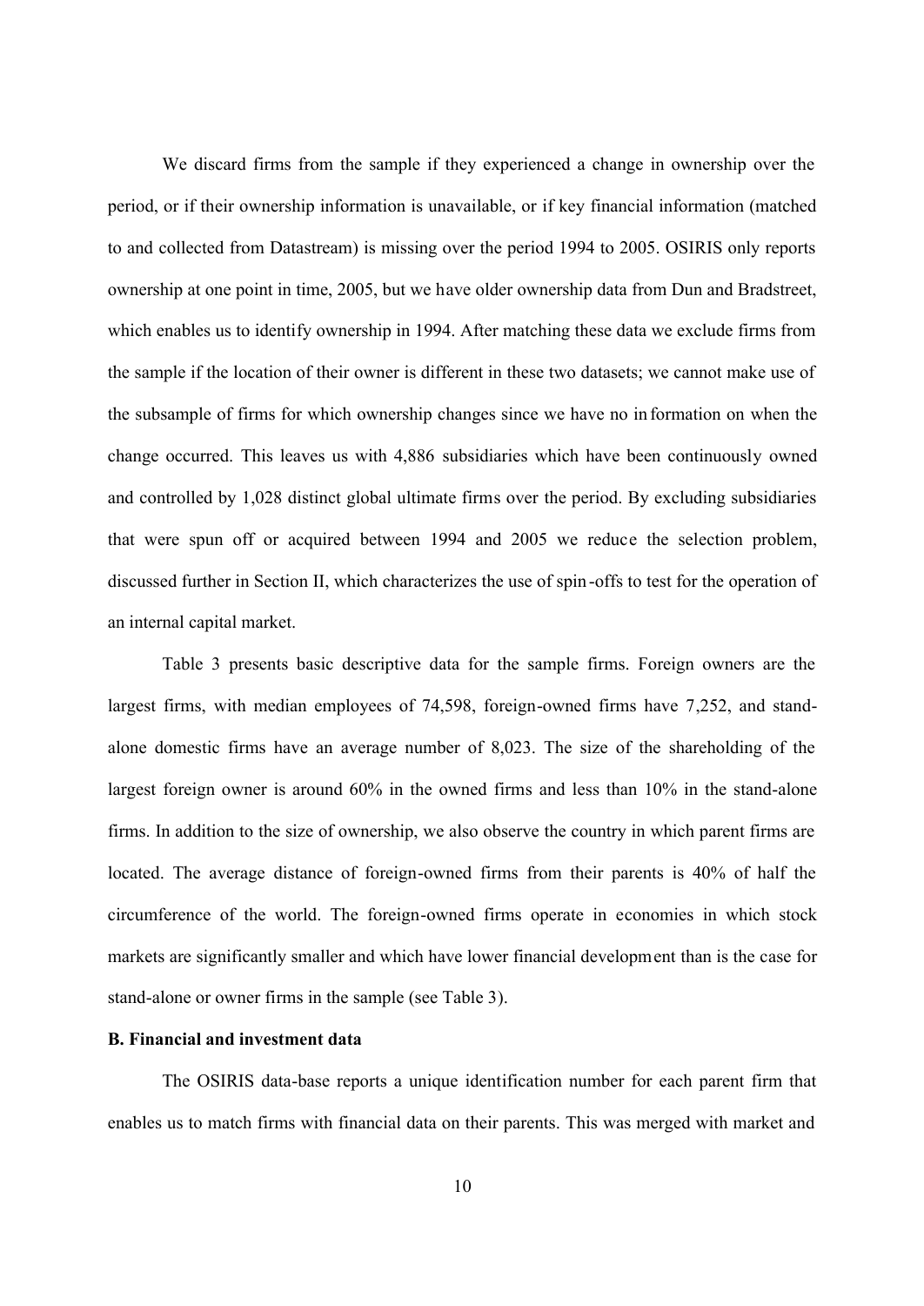We discard firms from the sample if they experienced a change in ownership over the period, or if their ownership information is unavailable, or if key financial information (matched to and collected from Datastream) is missing over the period 1994 to 2005. OSIRIS only reports ownership at one point in time, 2005, but we have older ownership data from Dun and Bradstreet, which enables us to identify ownership in 1994. After matching these data we exclude firms from the sample if the location of their owner is different in these two datasets; we cannot make use of the subsample of firms for which ownership changes since we have no information on when the change occurred. This leaves us with 4,886 subsidiaries which have been continuously owned and controlled by 1,028 distinct global ultimate firms over the period. By excluding subsidiaries that were spun off or acquired between 1994 and 2005 we reduce the selection problem, discussed further in Section II, which characterizes the use of spin-offs to test for the operation of an internal capital market.

Table 3 presents basic descriptive data for the sample firms. Foreign owners are the largest firms, with median employees of 74,598, foreign-owned firms have 7,252, and stand-alone domestic firms have an average number of 8,023. The size of the shareholding of the largest foreign owner is around 60% in the owned firms and less than 10% in the stand-alone firms. In addition to the size of ownership, we also observe the country in which parent firms are located. The average distance of foreign-owned firms from their parents is 40% of half the circumference of the world. The foreign-owned firms operate in economies in which stock markets are significantly smaller and which have lower financial development than is the case for stand-alone or owner firms in the sample (see Table 3).

**B. Financial and investment data**

The OSIRIS data-base reports a unique identification number for each parent firm that enables us to match firms with financial data on their parents. This was merged with market and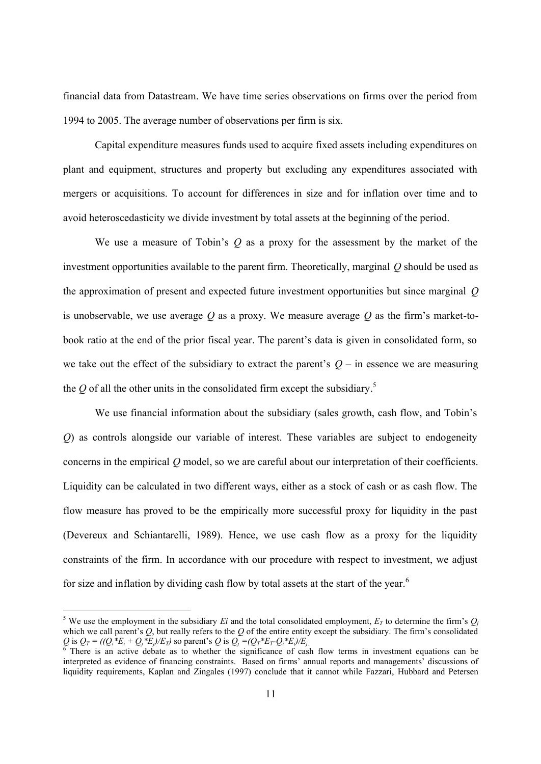financial data from Datastream. We have time series observations on firms over the period from 1994 to 2005. The average number of observations per firm is six.

Capital expenditure measures funds used to acquire fixed assets including expenditures on plant and equipment, structures and property but excluding any expenditures associated with mergers or acquisitions. To account for differences in size and for inflation over time and to avoid heteroscedasticity we divide investment by total assets at the beginning of the period.

We use a measure of Tobin's $Q$ as a proxy for the assessment by the market of the investment opportunities available to the parent firm. Theoretically, marginal $Q$ should be used as the approximation of present and expected future investment opportunities but since marginal $Q$ is unobservable, we use average $Q$ as a proxy. We measure average $Q$ as the firm's market-to-book ratio at the end of the prior fiscal year. The parent's data is given in consolidated form, so we take out the effect of the subsidiary to extract the parent's $Q$ – in essence we are measuring the $Q$ of all the other units in the consolidated firm except the subsidiary.[5]

We use financial information about the subsidiary (sales growth, cash flow, and Tobin's $Q$) as controls alongside our variable of interest. These variables are subject to endogeneity concerns in the empirical $Q$ model, so we are careful about our interpretation of their coefficients. Liquidity can be calculated in two different ways, either as a stock of cash or as cash flow. The flow measure has proved to be the empirically more successful proxy for liquidity in the past (Devereux and Schiantarelli, 1989). Hence, we use cash flow as a proxy for the liquidity constraints of the firm. In accordance with our procedure with respect to investment, we adjust for size and inflation by dividing cash flow by total assets at the start of the year.[6]

---

[5] We use the employment in the subsidiary $E_i$ and the total consolidated employment, $E_T$ to determine the firm's $Q_j$ which we call parent's $Q$, but really refers to the $Q$ of the entire entity except the subsidiary. The firm's consolidated $Q$ is $Q_T = ((Q_i{*}E_i + Q_j{*}E_j)/E_T)$ so parent's $Q$ is $Q_j = (Q_T{*}E_T - Q_i{*}E_i)/E_j$.

[6] There is an active debate as to whether the significance of cash flow terms in investment equations can be interpreted as evidence of financing constraints. Based on firms' annual reports and managements' discussions of liquidity requirements, Kaplan and Zingales (1997) conclude that it cannot while Fazzari, Hubbard and Petersen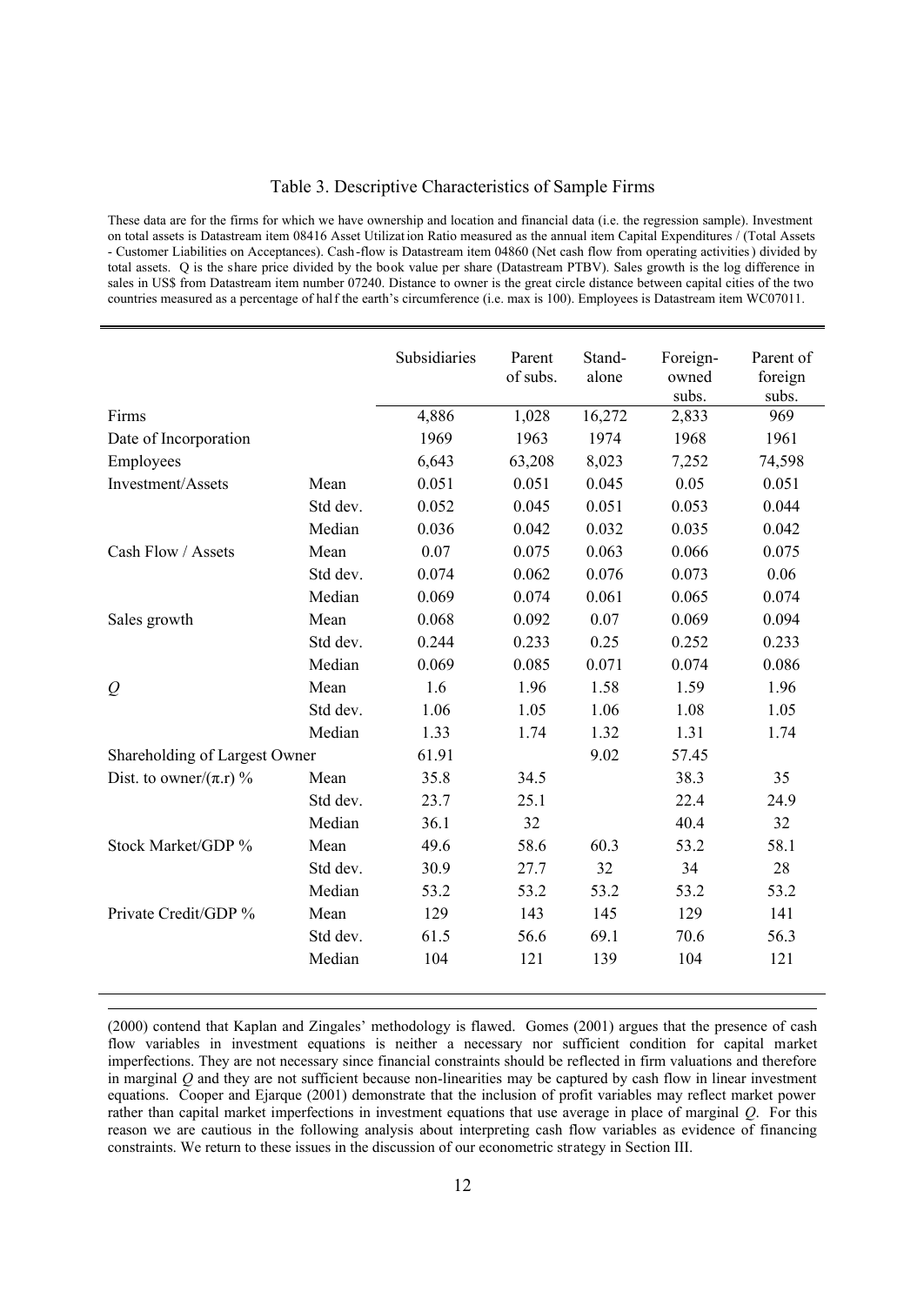## Table 3. Descriptive Characteristics of Sample Firms

These data are for the firms for which we have ownership and location and financial data (i.e. the regression sample). Investment on total assets is Datastream item 08416 Asset Utilization Ratio measured as the annual item Capital Expenditures / (Total Assets - Customer Liabilities on Acceptances). Cash-flow is Datastream item 04860 (Net cash flow from operating activities) divided by total assets. Q is the share price divided by the book value per share (Datastream PTBV). Sales growth is the log difference in sales in US$ from Datastream item number 07240. Distance to owner is the great circle distance between capital cities of the two countries measured as a percentage of half the earth's circumference (i.e. max is 100). Employees is Datastream item WC07011.

| | | Subsidiaries | Parent of subs. | Stand-alone | Foreign-owned subs. | Parent of foreign subs. |
|---|---|---|---|---|---|---|
| Firms | | 4,886 | 1,028 | 16,272 | 2,833 | 969 |
| Date of Incorporation | | 1969 | 1963 | 1974 | 1968 | 1961 |
| Employees | | 6,643 | 63,208 | 8,023 | 7,252 | 74,598 |
| Investment/Assets | Mean | 0.051 | 0.051 | 0.045 | 0.05 | 0.051 |
| | Std dev. | 0.052 | 0.045 | 0.051 | 0.053 | 0.044 |
| | Median | 0.036 | 0.042 | 0.032 | 0.035 | 0.042 |
| Cash Flow / Assets | Mean | 0.07 | 0.075 | 0.063 | 0.066 | 0.075 |
| | Std dev. | 0.074 | 0.062 | 0.076 | 0.073 | 0.06 |
| | Median | 0.069 | 0.074 | 0.061 | 0.065 | 0.074 |
| Sales growth | Mean | 0.068 | 0.092 | 0.07 | 0.069 | 0.094 |
| | Std dev. | 0.244 | 0.233 | 0.25 | 0.252 | 0.233 |
| | Median | 0.069 | 0.085 | 0.071 | 0.074 | 0.086 |
| $Q$ | Mean | 1.6 | 1.96 | 1.58 | 1.59 | 1.96 |
| | Std dev. | 1.06 | 1.05 | 1.06 | 1.08 | 1.05 |
| | Median | 1.33 | 1.74 | 1.32 | 1.31 | 1.74 |
| Shareholding of Largest Owner | | 61.91 | | 9.02 | 57.45 | |
| Dist. to owner/($\pi$.r) % | Mean | 35.8 | 34.5 | | 38.3 | 35 |
| | Std dev. | 23.7 | 25.1 | | 22.4 | 24.9 |
| | Median | 36.1 | 32 | | 40.4 | 32 |
| Stock Market/GDP % | Mean | 49.6 | 58.6 | 60.3 | 53.2 | 58.1 |
| | Std dev. | 30.9 | 27.7 | 32 | 34 | 28 |
| | Median | 53.2 | 53.2 | 53.2 | 53.2 | 53.2 |
| Private Credit/GDP % | Mean | 129 | 143 | 145 | 129 | 141 |
| | Std dev. | 61.5 | 56.6 | 69.1 | 70.6 | 56.3 |
| | Median | 104 | 121 | 139 | 104 | 121 |

(2000) contend that Kaplan and Zingales' methodology is flawed. Gomes (2001) argues that the presence of cash flow variables in investment equations is neither a necessary nor sufficient condition for capital market imperfections. They are not necessary since financial constraints should be reflected in firm valuations and therefore in marginal $Q$ and they are not sufficient because non-linearities may be captured by cash flow in linear investment equations. Cooper and Ejarque (2001) demonstrate that the inclusion of profit variables may reflect market power rather than capital market imperfections in investment equations that use average in place of marginal $Q$. For this reason we are cautious in the following analysis about interpreting cash flow variables as evidence of financing constraints. We return to these issues in the discussion of our econometric strategy in Section III.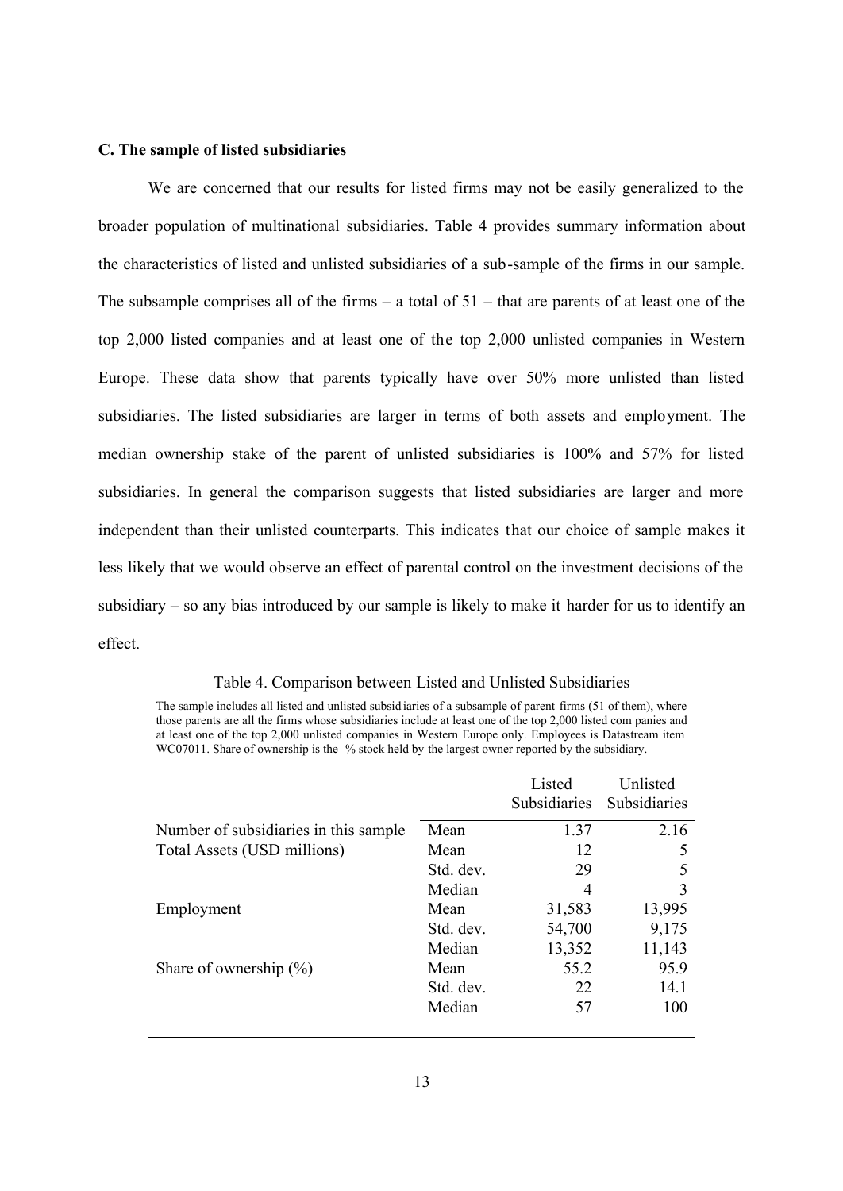### C. The sample of listed subsidiaries

We are concerned that our results for listed firms may not be easily generalized to the broader population of multinational subsidiaries. Table 4 provides summary information about the characteristics of listed and unlisted subsidiaries of a sub-sample of the firms in our sample. The subsample comprises all of the firms – a total of 51 – that are parents of at least one of the top 2,000 listed companies and at least one of the top 2,000 unlisted companies in Western Europe. These data show that parents typically have over 50% more unlisted than listed subsidiaries. The listed subsidiaries are larger in terms of both assets and employment. The median ownership stake of the parent of unlisted subsidiaries is 100% and 57% for listed subsidiaries. In general the comparison suggests that listed subsidiaries are larger and more independent than their unlisted counterparts. This indicates that our choice of sample makes it less likely that we would observe an effect of parental control on the investment decisions of the subsidiary – so any bias introduced by our sample is likely to make it harder for us to identify an effect.

Table 4. Comparison between Listed and Unlisted Subsidiaries

The sample includes all listed and unlisted subsidiaries of a subsample of parent firms (51 of them), where those parents are all the firms whose subsidiaries include at least one of the top 2,000 listed companies and at least one of the top 2,000 unlisted companies in Western Europe only. Employees is Datastream item WC07011. Share of ownership is the % stock held by the largest owner reported by the subsidiary.

| | | Listed Subsidiaries | Unlisted Subsidiaries |
|---|---|---|---|
| Number of subsidiaries in this sample | Mean | 1.37 | 2.16 |
| Total Assets (USD millions) | Mean | 12 | 5 |
| | Std. dev. | 29 | 5 |
| | Median | 4 | 3 |
| Employment | Mean | 31,583 | 13,995 |
| | Std. dev. | 54,700 | 9,175 |
| | Median | 13,352 | 11,143 |
| Share of ownership (%) | Mean | 55.2 | 95.9 |
| | Std. dev. | 22 | 14.1 |
| | Median | 57 | 100 |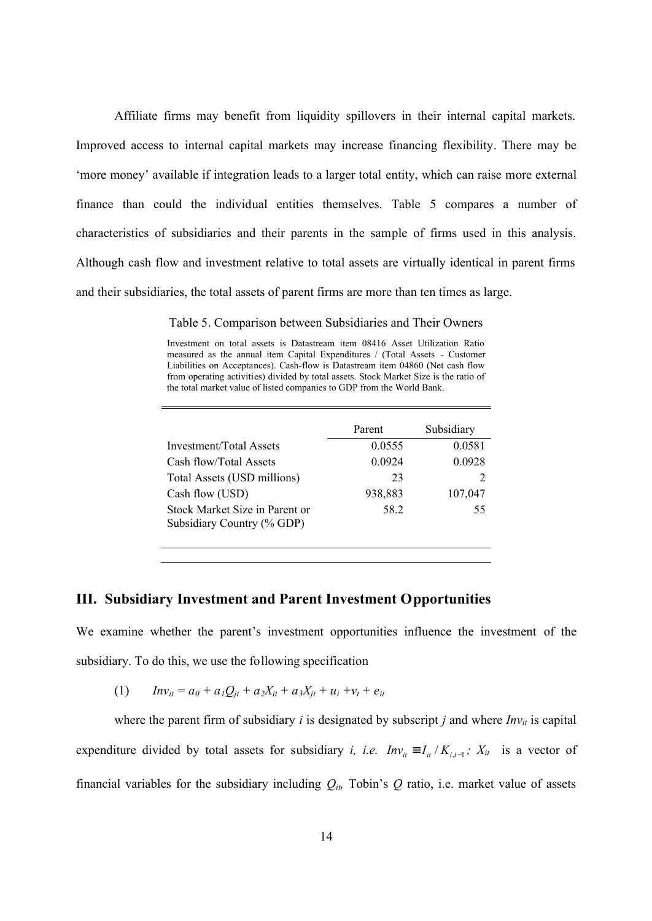Affiliate firms may benefit from liquidity spillovers in their internal capital markets. Improved access to internal capital markets may increase financing flexibility. There may be 'more money' available if integration leads to a larger total entity, which can raise more external finance than could the individual entities themselves. Table 5 compares a number of characteristics of subsidiaries and their parents in the sample of firms used in this analysis. Although cash flow and investment relative to total assets are virtually identical in parent firms and their subsidiaries, the total assets of parent firms are more than ten times as large.

Table 5. Comparison between Subsidiaries and Their Owners

Investment on total assets is Datastream item 08416 Asset Utilization Ratio measured as the annual item Capital Expenditures / (Total Assets - Customer Liabilities on Acceptances). Cash-flow is Datastream item 04860 (Net cash flow from operating activities) divided by total assets. Stock Market Size is the ratio of the total market value of listed companies to GDP from the World Bank.

| | Parent | Subsidiary |
|---|---|---|
| Investment/Total Assets | 0.0555 | 0.0581 |
| Cash flow/Total Assets | 0.0924 | 0.0928 |
| Total Assets (USD millions) | 23 | 2 |
| Cash flow (USD) | 938,883 | 107,047 |
| Stock Market Size in Parent or Subsidiary Country (% GDP) | 58.2 | 55 |

## III. Subsidiary Investment and Parent Investment Opportunities

We examine whether the parent's investment opportunities influence the investment of the subsidiary. To do this, we use the following specification

$$\text{(1)} \qquad Inv_{it} = a_0 + a_1 Q_{jt} + a_2 X_{it} + a_3 X_{jt} + u_i + v_t + e_{it}$$

where the parent firm of subsidiary $i$ is designated by subscript $j$ and where $Inv_{it}$ is capital expenditure divided by total assets for subsidiary $i$, *i.e.* $Inv_{it} \equiv I_{it} / K_{i,t-1}$; $X_{it}$ is a vector of financial variables for the subsidiary including $Q_{it}$, Tobin's $Q$ ratio, i.e. market value of assets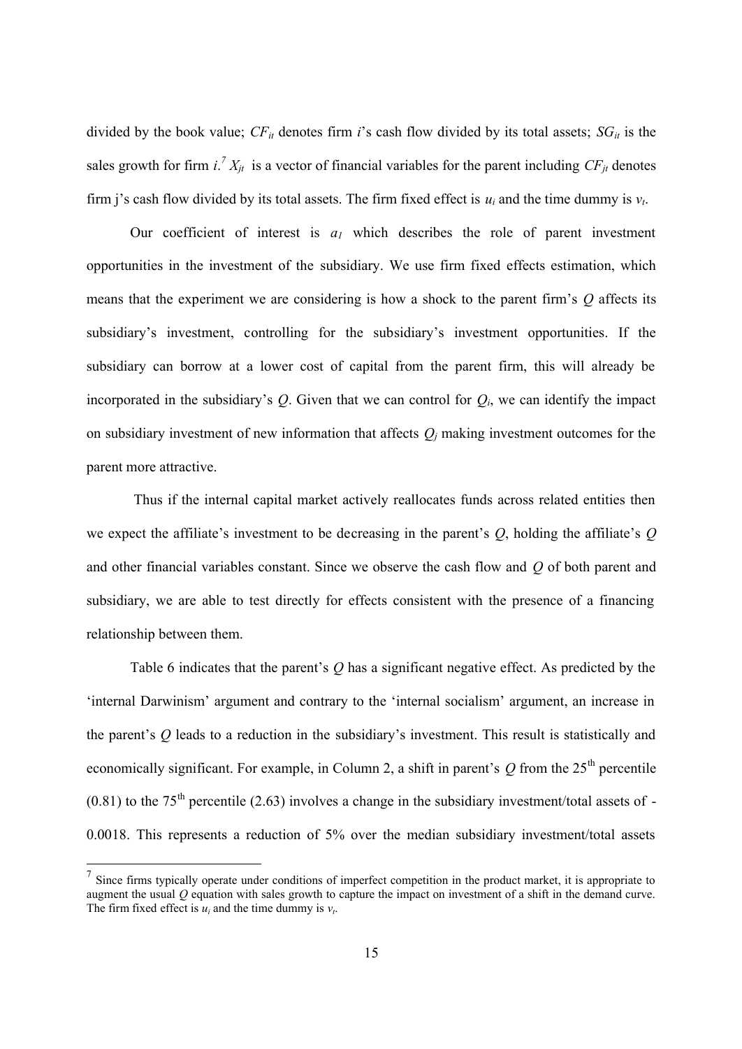divided by the book value; $CF_{it}$ denotes firm $i$'s cash flow divided by its total assets; $SG_{it}$ is the sales growth for firm $i$.[7] $X_{jt}$ is a vector of financial variables for the parent including $CF_{jt}$ denotes firm j's cash flow divided by its total assets. The firm fixed effect is $u_i$ and the time dummy is $v_t$.

Our coefficient of interest is $a_1$ which describes the role of parent investment opportunities in the investment of the subsidiary. We use firm fixed effects estimation, which means that the experiment we are considering is how a shock to the parent firm's $Q$ affects its subsidiary's investment, controlling for the subsidiary's investment opportunities. If the subsidiary can borrow at a lower cost of capital from the parent firm, this will already be incorporated in the subsidiary's $Q$. Given that we can control for $Q_i$, we can identify the impact on subsidiary investment of new information that affects $Q_j$ making investment outcomes for the parent more attractive.

Thus if the internal capital market actively reallocates funds across related entities then we expect the affiliate's investment to be decreasing in the parent's $Q$, holding the affiliate's $Q$ and other financial variables constant. Since we observe the cash flow and $Q$ of both parent and subsidiary, we are able to test directly for effects consistent with the presence of a financing relationship between them.

Table 6 indicates that the parent's $Q$ has a significant negative effect. As predicted by the 'internal Darwinism' argument and contrary to the 'internal socialism' argument, an increase in the parent's $Q$ leads to a reduction in the subsidiary's investment. This result is statistically and economically significant. For example, in Column 2, a shift in parent's $Q$ from the 25[th] percentile (0.81) to the 75[th] percentile (2.63) involves a change in the subsidiary investment/total assets of -0.0018. This represents a reduction of 5% over the median subsidiary investment/total assets

[7] Since firms typically operate under conditions of imperfect competition in the product market, it is appropriate to augment the usual $Q$ equation with sales growth to capture the impact on investment of a shift in the demand curve. The firm fixed effect is $u_i$ and the time dummy is $v_t$.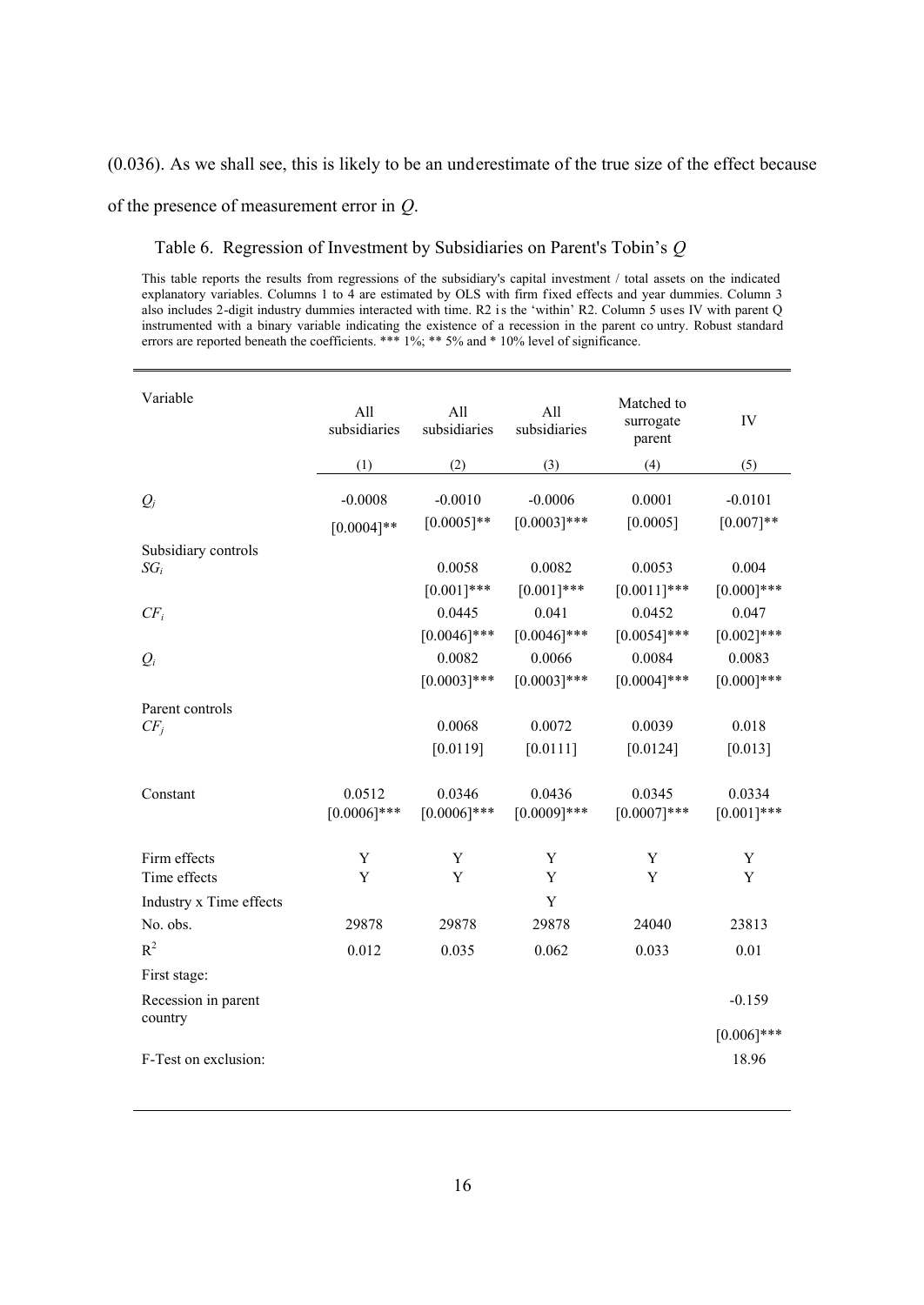(0.036). As we shall see, this is likely to be an underestimate of the true size of the effect because of the presence of measurement error in $Q$.

Table 6. Regression of Investment by Subsidiaries on Parent's Tobin's $Q$

This table reports the results from regressions of the subsidiary's capital investment / total assets on the indicated explanatory variables. Columns 1 to 4 are estimated by OLS with firm fixed effects and year dummies. Column 3 also includes 2-digit industry dummies interacted with time. R2 is the 'within' R2. Column 5 uses IV with parent Q instrumented with a binary variable indicating the existence of a recession in the parent country. Robust standard errors are reported beneath the coefficients. *** 1%; ** 5% and * 10% level of significance.

| Variable | All subsidiaries | All subsidiaries | All subsidiaries | Matched to surrogate parent | IV |
|---|---|---|---|---|---|
| | (1) | (2) | (3) | (4) | (5) |
| $Q_j$ | -0.0008 | -0.0010 | -0.0006 | 0.0001 | -0.0101 |
| | [0.0004]** | [0.0005]** | [0.0003]*** | [0.0005] | [0.007]** |
| Subsidiary controls | | | | | |
| $SG_i$ | | 0.0058 | 0.0082 | 0.0053 | 0.004 |
| | | [0.001]*** | [0.001]*** | [0.0011]*** | [0.000]*** |
| $CF_i$ | | 0.0445 | 0.041 | 0.0452 | 0.047 |
| | | [0.0046]*** | [0.0046]*** | [0.0054]*** | [0.002]*** |
| $Q_i$ | | 0.0082 | 0.0066 | 0.0084 | 0.0083 |
| | | [0.0003]*** | [0.0003]*** | [0.0004]*** | [0.000]*** |
| Parent controls | | | | | |
| $CF_j$ | | 0.0068 | 0.0072 | 0.0039 | 0.018 |
| | | [0.0119] | [0.0111] | [0.0124] | [0.013] |
| Constant | 0.0512 | 0.0346 | 0.0436 | 0.0345 | 0.0334 |
| | [0.0006]*** | [0.0006]*** | [0.0009]*** | [0.0007]*** | [0.001]*** |
| Firm effects | Y | Y | Y | Y | Y |
| Time effects | Y | Y | Y | Y | Y |
| Industry x Time effects | | | Y | | |
| No. obs. | 29878 | 29878 | 29878 | 24040 | 23813 |
| $R^2$ | 0.012 | 0.035 | 0.062 | 0.033 | 0.01 |
| First stage: | | | | | |
| Recession in parent country | | | | | -0.159 |
| | | | | | [0.006]*** |
| F-Test on exclusion: | | | | | 18.96 |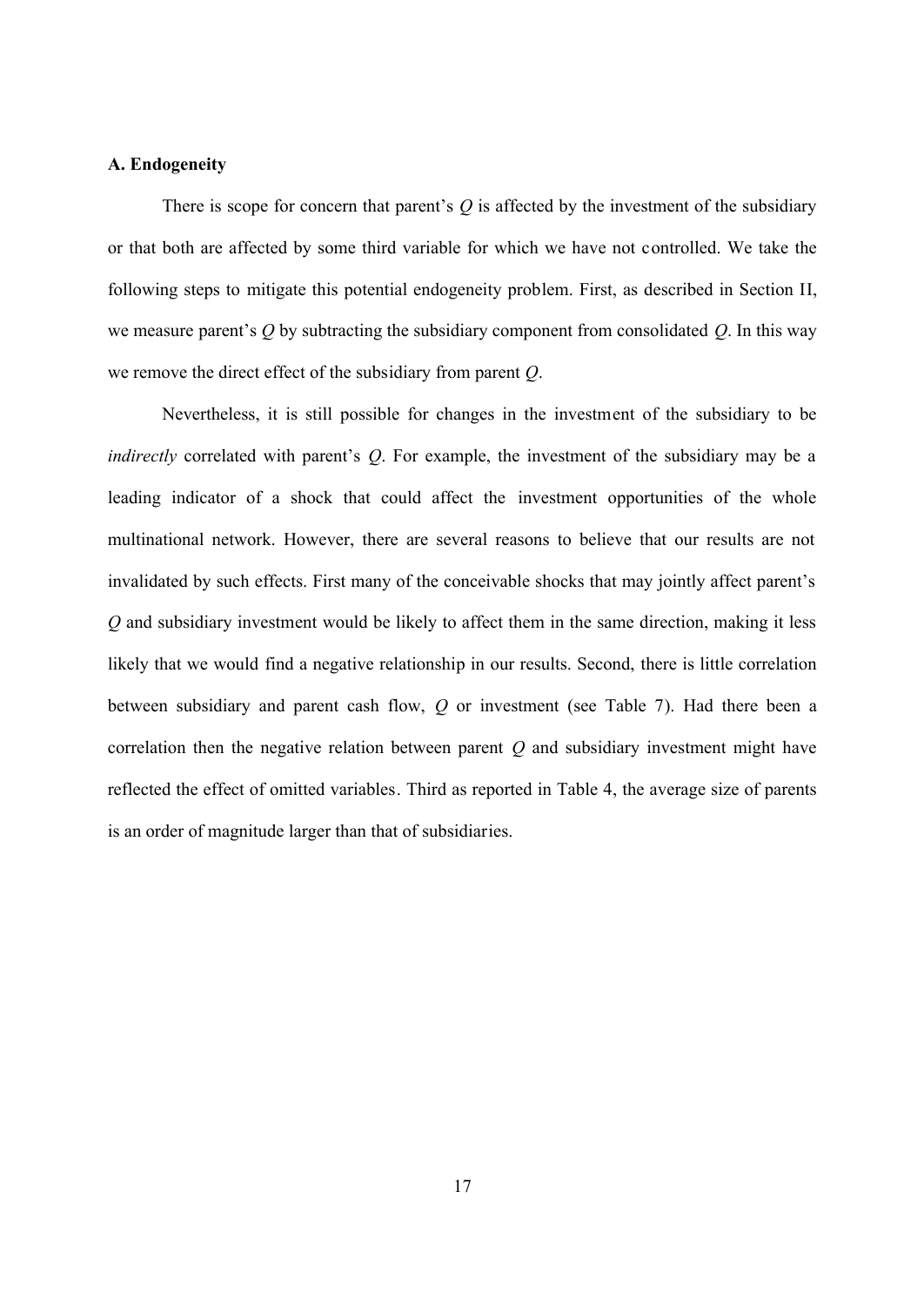### A. Endogeneity

There is scope for concern that parent's $Q$ is affected by the investment of the subsidiary or that both are affected by some third variable for which we have not controlled. We take the following steps to mitigate this potential endogeneity problem. First, as described in Section II, we measure parent's $Q$ by subtracting the subsidiary component from consolidated $Q$. In this way we remove the direct effect of the subsidiary from parent $Q$.

Nevertheless, it is still possible for changes in the investment of the subsidiary to be *indirectly* correlated with parent's $Q$. For example, the investment of the subsidiary may be a leading indicator of a shock that could affect the investment opportunities of the whole multinational network. However, there are several reasons to believe that our results are not invalidated by such effects. First many of the conceivable shocks that may jointly affect parent's $Q$ and subsidiary investment would be likely to affect them in the same direction, making it less likely that we would find a negative relationship in our results. Second, there is little correlation between subsidiary and parent cash flow, $Q$ or investment (see Table 7). Had there been a correlation then the negative relation between parent $Q$ and subsidiary investment might have reflected the effect of omitted variables. Third as reported in Table 4, the average size of parents is an order of magnitude larger than that of subsidiaries.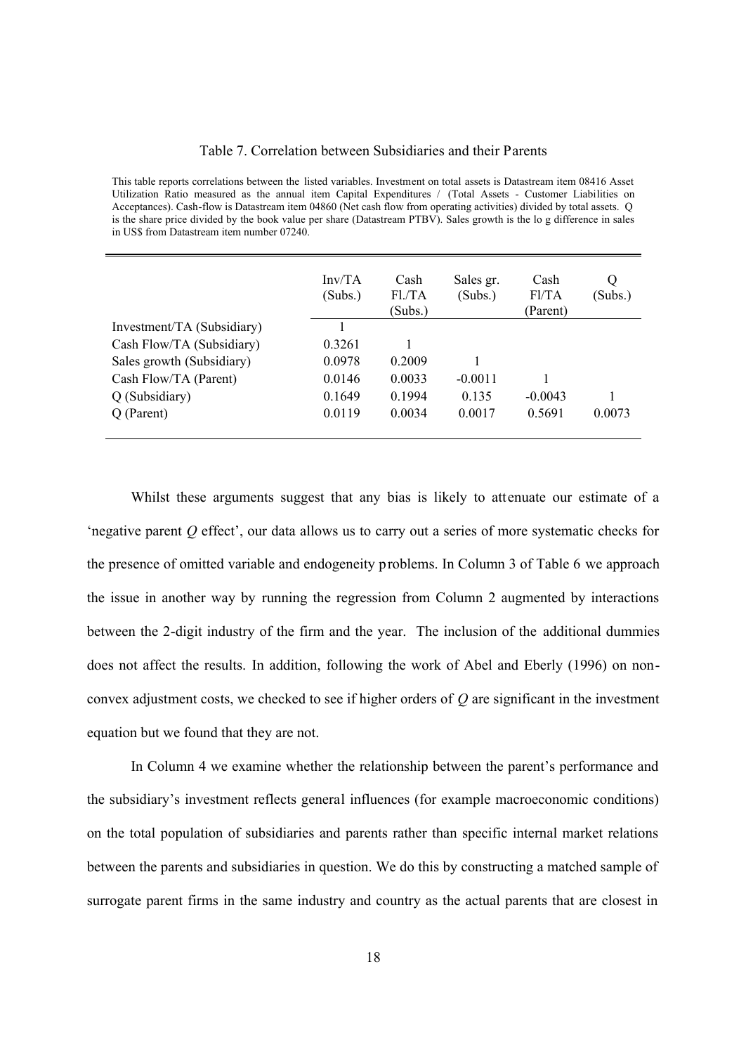Table 7. Correlation between Subsidiaries and their Parents

This table reports correlations between the listed variables. Investment on total assets is Datastream item 08416 Asset Utilization Ratio measured as the annual item Capital Expenditures / (Total Assets - Customer Liabilities on Acceptances). Cash-flow is Datastream item 04860 (Net cash flow from operating activities) divided by total assets. Q is the share price divided by the book value per share (Datastream PTBV). Sales growth is the lo g difference in sales in US$ from Datastream item number 07240.

| | Inv/TA (Subs.) | Cash Fl./TA (Subs.) | Sales gr. (Subs.) | Cash Fl/TA (Parent) | Q (Subs.) |
|---|---|---|---|---|---|
| Investment/TA (Subsidiary) | 1 | | | | |
| Cash Flow/TA (Subsidiary) | 0.3261 | 1 | | | |
| Sales growth (Subsidiary) | 0.0978 | 0.2009 | 1 | | |
| Cash Flow/TA (Parent) | 0.0146 | 0.0033 | -0.0011 | 1 | |
| Q (Subsidiary) | 0.1649 | 0.1994 | 0.135 | -0.0043 | 1 |
| Q (Parent) | 0.0119 | 0.0034 | 0.0017 | 0.5691 | 0.0073 |

Whilst these arguments suggest that any bias is likely to attenuate our estimate of a 'negative parent *Q* effect', our data allows us to carry out a series of more systematic checks for the presence of omitted variable and endogeneity problems. In Column 3 of Table 6 we approach the issue in another way by running the regression from Column 2 augmented by interactions between the 2-digit industry of the firm and the year. The inclusion of the additional dummies does not affect the results. In addition, following the work of Abel and Eberly (1996) on non-convex adjustment costs, we checked to see if higher orders of *Q* are significant in the investment equation but we found that they are not.

In Column 4 we examine whether the relationship between the parent's performance and the subsidiary's investment reflects general influences (for example macroeconomic conditions) on the total population of subsidiaries and parents rather than specific internal market relations between the parents and subsidiaries in question. We do this by constructing a matched sample of surrogate parent firms in the same industry and country as the actual parents that are closest in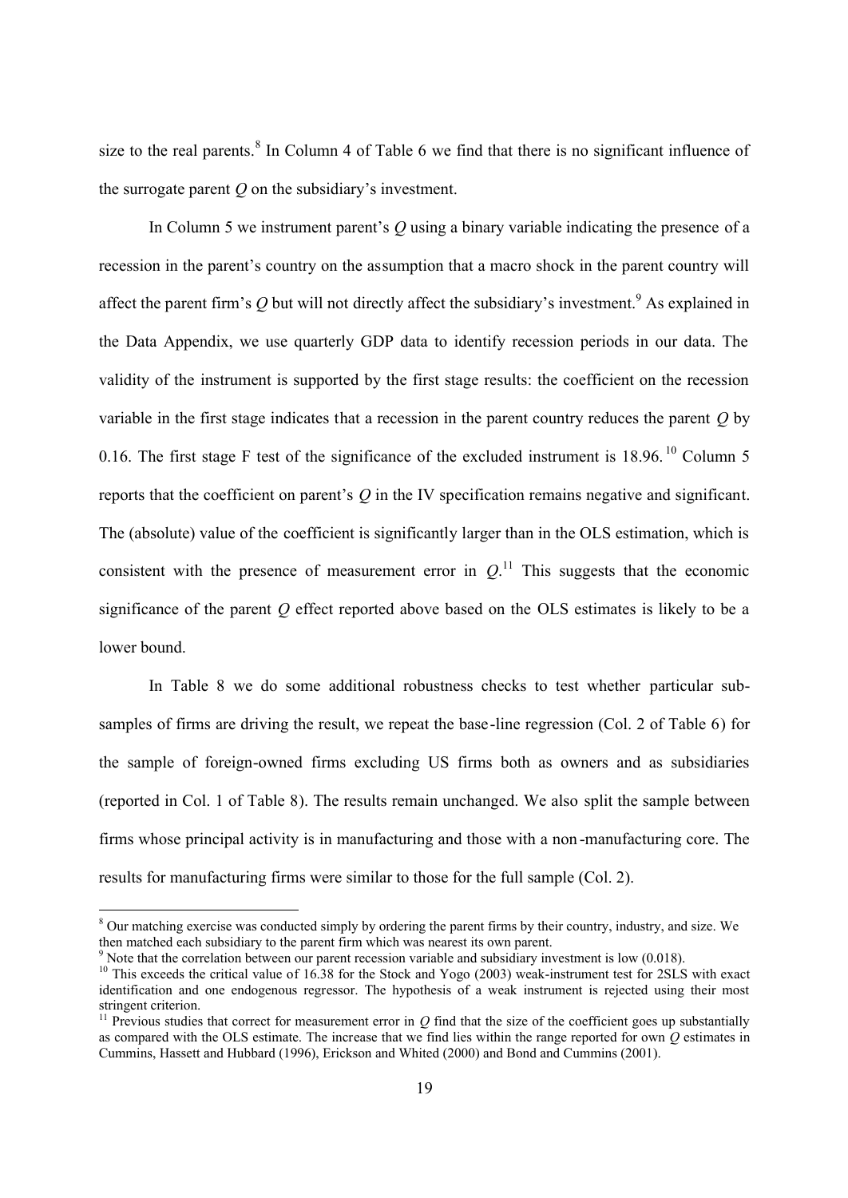size to the real parents.[8] In Column 4 of Table 6 we find that there is no significant influence of the surrogate parent $Q$ on the subsidiary's investment.

In Column 5 we instrument parent's $Q$ using a binary variable indicating the presence of a recession in the parent's country on the assumption that a macro shock in the parent country will affect the parent firm's $Q$ but will not directly affect the subsidiary's investment.[9] As explained in the Data Appendix, we use quarterly GDP data to identify recession periods in our data. The validity of the instrument is supported by the first stage results: the coefficient on the recession variable in the first stage indicates that a recession in the parent country reduces the parent $Q$ by 0.16. The first stage F test of the significance of the excluded instrument is 18.96.[10] Column 5 reports that the coefficient on parent's $Q$ in the IV specification remains negative and significant. The (absolute) value of the coefficient is significantly larger than in the OLS estimation, which is consistent with the presence of measurement error in $Q$.[11] This suggests that the economic significance of the parent $Q$ effect reported above based on the OLS estimates is likely to be a lower bound.

In Table 8 we do some additional robustness checks to test whether particular sub-samples of firms are driving the result, we repeat the base-line regression (Col. 2 of Table 6) for the sample of foreign-owned firms excluding US firms both as owners and as subsidiaries (reported in Col. 1 of Table 8). The results remain unchanged. We also split the sample between firms whose principal activity is in manufacturing and those with a non-manufacturing core. The results for manufacturing firms were similar to those for the full sample (Col. 2).

---

[8] Our matching exercise was conducted simply by ordering the parent firms by their country, industry, and size. We then matched each subsidiary to the parent firm which was nearest its own parent.

[9] Note that the correlation between our parent recession variable and subsidiary investment is low (0.018).

[10] This exceeds the critical value of 16.38 for the Stock and Yogo (2003) weak-instrument test for 2SLS with exact identification and one endogenous regressor. The hypothesis of a weak instrument is rejected using their most stringent criterion.

[11] Previous studies that correct for measurement error in $Q$ find that the size of the coefficient goes up substantially as compared with the OLS estimate. The increase that we find lies within the range reported for own $Q$ estimates in Cummins, Hassett and Hubbard (1996), Erickson and Whited (2000) and Bond and Cummins (2001).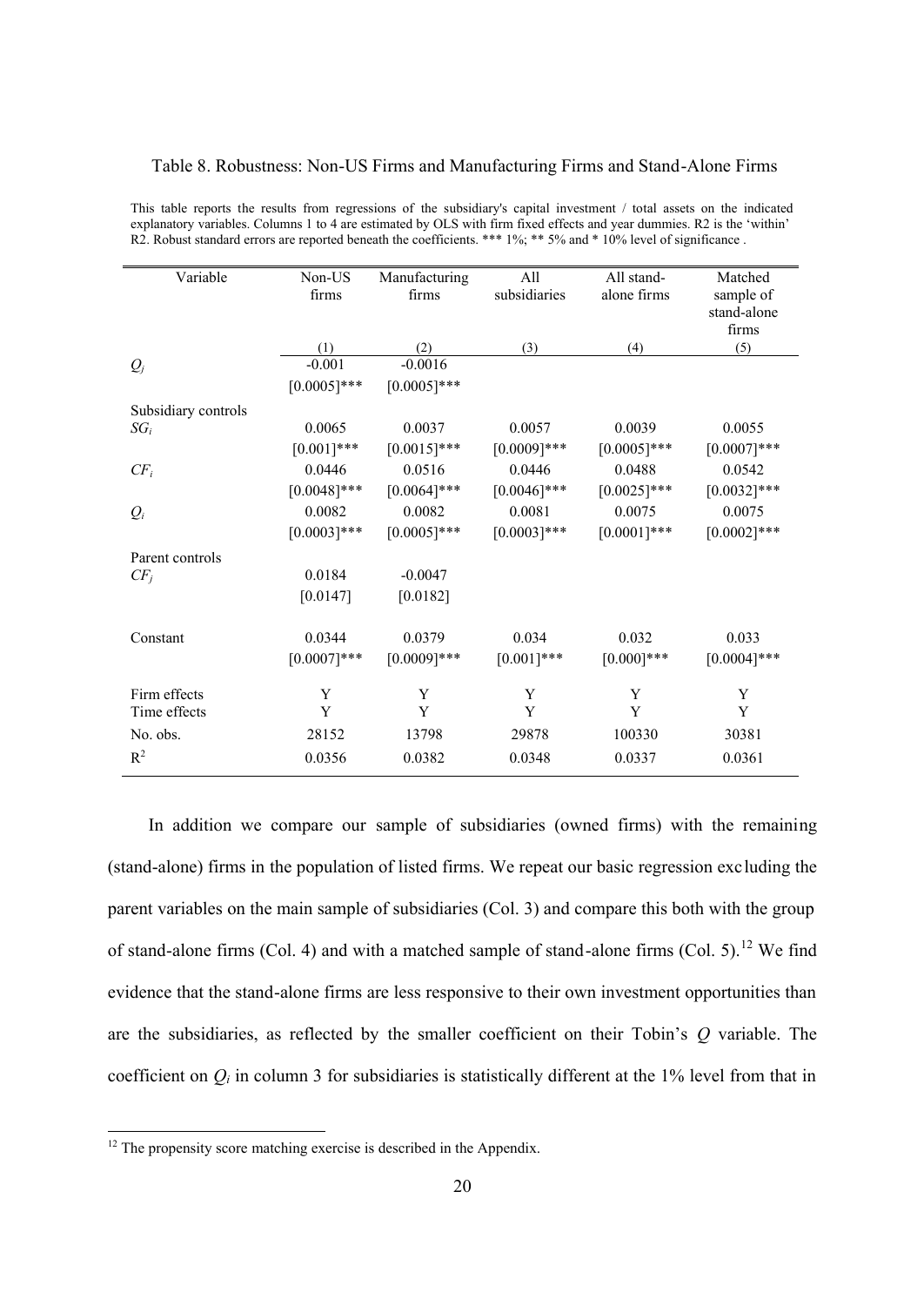Table 8. Robustness: Non-US Firms and Manufacturing Firms and Stand-Alone Firms

This table reports the results from regressions of the subsidiary's capital investment / total assets on the indicated explanatory variables. Columns 1 to 4 are estimated by OLS with firm fixed effects and year dummies. R2 is the 'within' R2. Robust standard errors are reported beneath the coefficients. *** 1%; ** 5% and * 10% level of significance .

| Variable | Non-US firms | Manufacturing firms | All subsidiaries | All stand-alone firms | Matched sample of stand-alone firms |
|---|---|---|---|---|---|
| | (1) | (2) | (3) | (4) | (5) |
| $Q_j$ | -0.001 | -0.0016 | | | |
| | [0.0005]*** | [0.0005]*** | | | |
| Subsidiary controls | | | | | |
| $SG_i$ | 0.0065 | 0.0037 | 0.0057 | 0.0039 | 0.0055 |
| | [0.001]*** | [0.0015]*** | [0.0009]*** | [0.0005]*** | [0.0007]*** |
| $CF_i$ | 0.0446 | 0.0516 | 0.0446 | 0.0488 | 0.0542 |
| | [0.0048]*** | [0.0064]*** | [0.0046]*** | [0.0025]*** | [0.0032]*** |
| $Q_i$ | 0.0082 | 0.0082 | 0.0081 | 0.0075 | 0.0075 |
| | [0.0003]*** | [0.0005]*** | [0.0003]*** | [0.0001]*** | [0.0002]*** |
| Parent controls | | | | | |
| $CF_j$ | 0.0184 | -0.0047 | | | |
| | [0.0147] | [0.0182] | | | |
| Constant | 0.0344 | 0.0379 | 0.034 | 0.032 | 0.033 |
| | [0.0007]*** | [0.0009]*** | [0.001]*** | [0.000]*** | [0.0004]*** |
| Firm effects | Y | Y | Y | Y | Y |
| Time effects | Y | Y | Y | Y | Y |
| No. obs. | 28152 | 13798 | 29878 | 100330 | 30381 |
| $R^2$ | 0.0356 | 0.0382 | 0.0348 | 0.0337 | 0.0361 |

In addition we compare our sample of subsidiaries (owned firms) with the remaining (stand-alone) firms in the population of listed firms. We repeat our basic regression excluding the parent variables on the main sample of subsidiaries (Col. 3) and compare this both with the group of stand-alone firms (Col. 4) and with a matched sample of stand-alone firms (Col. 5).[12] We find evidence that the stand-alone firms are less responsive to their own investment opportunities than are the subsidiaries, as reflected by the smaller coefficient on their Tobin's $Q$ variable. The coefficient on $Q_i$ in column 3 for subsidiaries is statistically different at the 1% level from that in

[12] The propensity score matching exercise is described in the Appendix.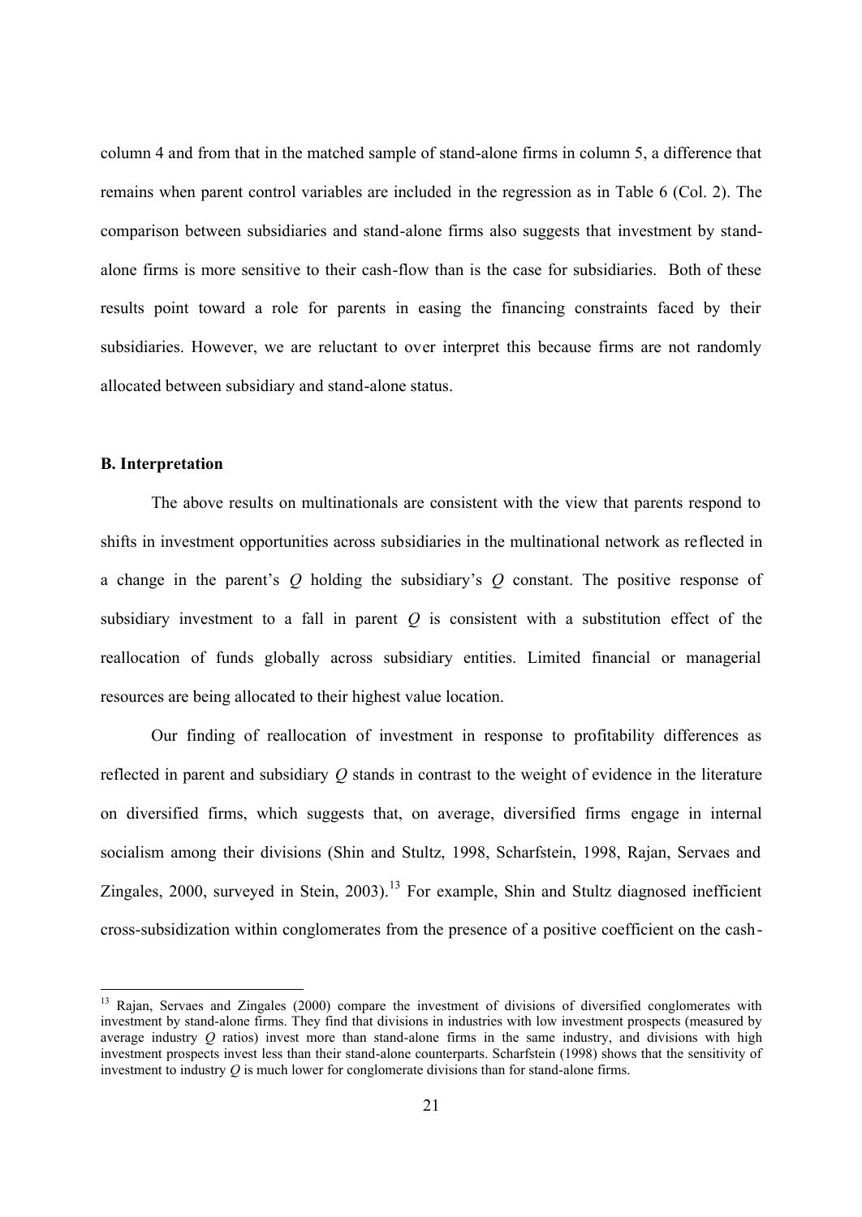column 4 and from that in the matched sample of stand-alone firms in column 5, a difference that remains when parent control variables are included in the regression as in Table 6 (Col. 2). The comparison between subsidiaries and stand-alone firms also suggests that investment by stand-alone firms is more sensitive to their cash-flow than is the case for subsidiaries. Both of these results point toward a role for parents in easing the financing constraints faced by their subsidiaries. However, we are reluctant to over interpret this because firms are not randomly allocated between subsidiary and stand-alone status.

### B. Interpretation

The above results on multinationals are consistent with the view that parents respond to shifts in investment opportunities across subsidiaries in the multinational network as reflected in a change in the parent's $Q$ holding the subsidiary's $Q$ constant. The positive response of subsidiary investment to a fall in parent $Q$ is consistent with a substitution effect of the reallocation of funds globally across subsidiary entities. Limited financial or managerial resources are being allocated to their highest value location.

Our finding of reallocation of investment in response to profitability differences as reflected in parent and subsidiary $Q$ stands in contrast to the weight of evidence in the literature on diversified firms, which suggests that, on average, diversified firms engage in internal socialism among their divisions (Shin and Stultz, 1998, Scharfstein, 1998, Rajan, Servaes and Zingales, 2000, surveyed in Stein, 2003).[13] For example, Shin and Stultz diagnosed inefficient cross-subsidization within conglomerates from the presence of a positive coefficient on the cash-

[13] Rajan, Servaes and Zingales (2000) compare the investment of divisions of diversified conglomerates with investment by stand-alone firms. They find that divisions in industries with low investment prospects (measured by average industry $Q$ ratios) invest more than stand-alone firms in the same industry, and divisions with high investment prospects invest less than their stand-alone counterparts. Scharfstein (1998) shows that the sensitivity of investment to industry $Q$ is much lower for conglomerate divisions than for stand-alone firms.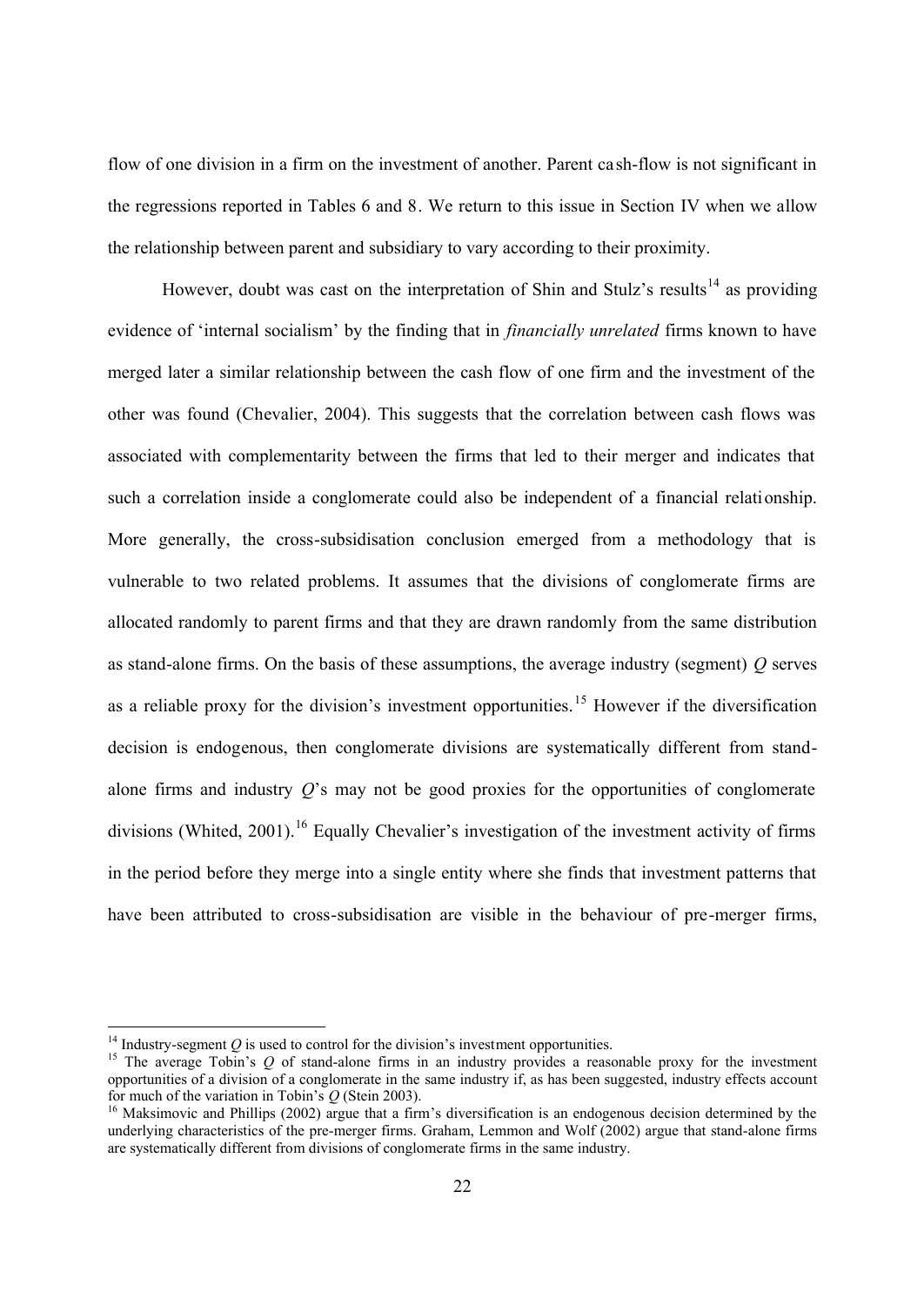flow of one division in a firm on the investment of another. Parent cash-flow is not significant in the regressions reported in Tables 6 and 8. We return to this issue in Section IV when we allow the relationship between parent and subsidiary to vary according to their proximity.

However, doubt was cast on the interpretation of Shin and Stulz's results[14] as providing evidence of 'internal socialism' by the finding that in *financially unrelated* firms known to have merged later a similar relationship between the cash flow of one firm and the investment of the other was found (Chevalier, 2004). This suggests that the correlation between cash flows was associated with complementarity between the firms that led to their merger and indicates that such a correlation inside a conglomerate could also be independent of a financial relationship. More generally, the cross-subsidisation conclusion emerged from a methodology that is vulnerable to two related problems. It assumes that the divisions of conglomerate firms are allocated randomly to parent firms and that they are drawn randomly from the same distribution as stand-alone firms. On the basis of these assumptions, the average industry (segment) $Q$ serves as a reliable proxy for the division's investment opportunities.[15] However if the diversification decision is endogenous, then conglomerate divisions are systematically different from stand-alone firms and industry $Q$'s may not be good proxies for the opportunities of conglomerate divisions (Whited, 2001).[16] Equally Chevalier's investigation of the investment activity of firms in the period before they merge into a single entity where she finds that investment patterns that have been attributed to cross-subsidisation are visible in the behaviour of pre-merger firms,

[14] Industry-segment $Q$ is used to control for the division's investment opportunities.

[15] The average Tobin's $Q$ of stand-alone firms in an industry provides a reasonable proxy for the investment opportunities of a division of a conglomerate in the same industry if, as has been suggested, industry effects account for much of the variation in Tobin's $Q$ (Stein 2003).

[16] Maksimovic and Phillips (2002) argue that a firm's diversification is an endogenous decision determined by the underlying characteristics of the pre-merger firms. Graham, Lemmon and Wolf (2002) argue that stand-alone firms are systematically different from divisions of conglomerate firms in the same industry.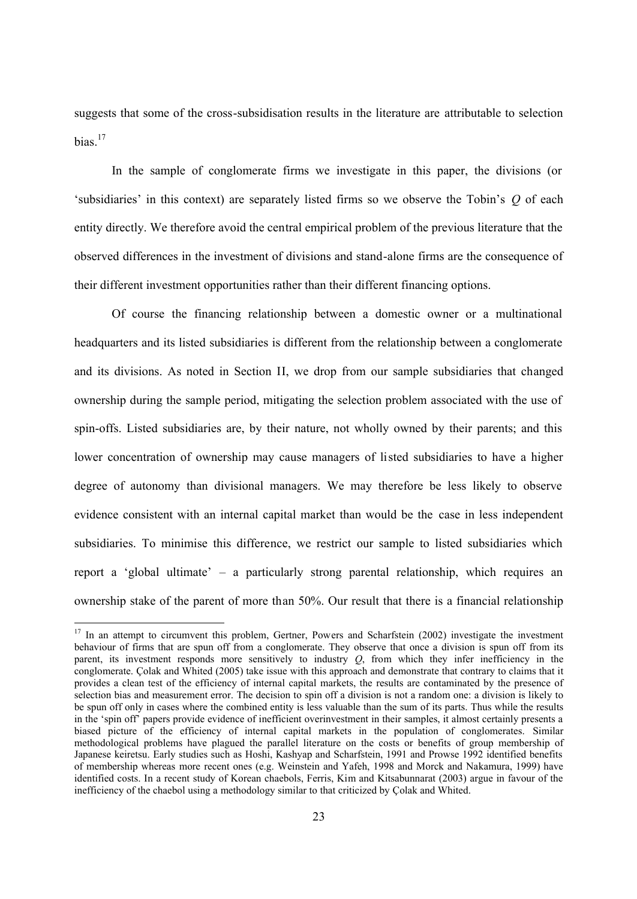suggests that some of the cross-subsidisation results in the literature are attributable to selection bias.[17]

In the sample of conglomerate firms we investigate in this paper, the divisions (or 'subsidiaries' in this context) are separately listed firms so we observe the Tobin's *Q* of each entity directly. We therefore avoid the central empirical problem of the previous literature that the observed differences in the investment of divisions and stand-alone firms are the consequence of their different investment opportunities rather than their different financing options.

Of course the financing relationship between a domestic owner or a multinational headquarters and its listed subsidiaries is different from the relationship between a conglomerate and its divisions. As noted in Section II, we drop from our sample subsidiaries that changed ownership during the sample period, mitigating the selection problem associated with the use of spin-offs. Listed subsidiaries are, by their nature, not wholly owned by their parents; and this lower concentration of ownership may cause managers of listed subsidiaries to have a higher degree of autonomy than divisional managers. We may therefore be less likely to observe evidence consistent with an internal capital market than would be the case in less independent subsidiaries. To minimise this difference, we restrict our sample to listed subsidiaries which report a 'global ultimate' – a particularly strong parental relationship, which requires an ownership stake of the parent of more than 50%. Our result that there is a financial relationship

[17] In an attempt to circumvent this problem, Gertner, Powers and Scharfstein (2002) investigate the investment behaviour of firms that are spun off from a conglomerate. They observe that once a division is spun off from its parent, its investment responds more sensitively to industry *Q*, from which they infer inefficiency in the conglomerate. Çolak and Whited (2005) take issue with this approach and demonstrate that contrary to claims that it provides a clean test of the efficiency of internal capital markets, the results are contaminated by the presence of selection bias and measurement error. The decision to spin off a division is not a random one: a division is likely to be spun off only in cases where the combined entity is less valuable than the sum of its parts. Thus while the results in the 'spin off' papers provide evidence of inefficient overinvestment in their samples, it almost certainly presents a biased picture of the efficiency of internal capital markets in the population of conglomerates. Similar methodological problems have plagued the parallel literature on the costs or benefits of group membership of Japanese keiretsu. Early studies such as Hoshi, Kashyap and Scharfstein, 1991 and Prowse 1992 identified benefits of membership whereas more recent ones (e.g. Weinstein and Yafeh, 1998 and Morck and Nakamura, 1999) have identified costs. In a recent study of Korean chaebols, Ferris, Kim and Kitsabunnarat (2003) argue in favour of the inefficiency of the chaebol using a methodology similar to that criticized by Çolak and Whited.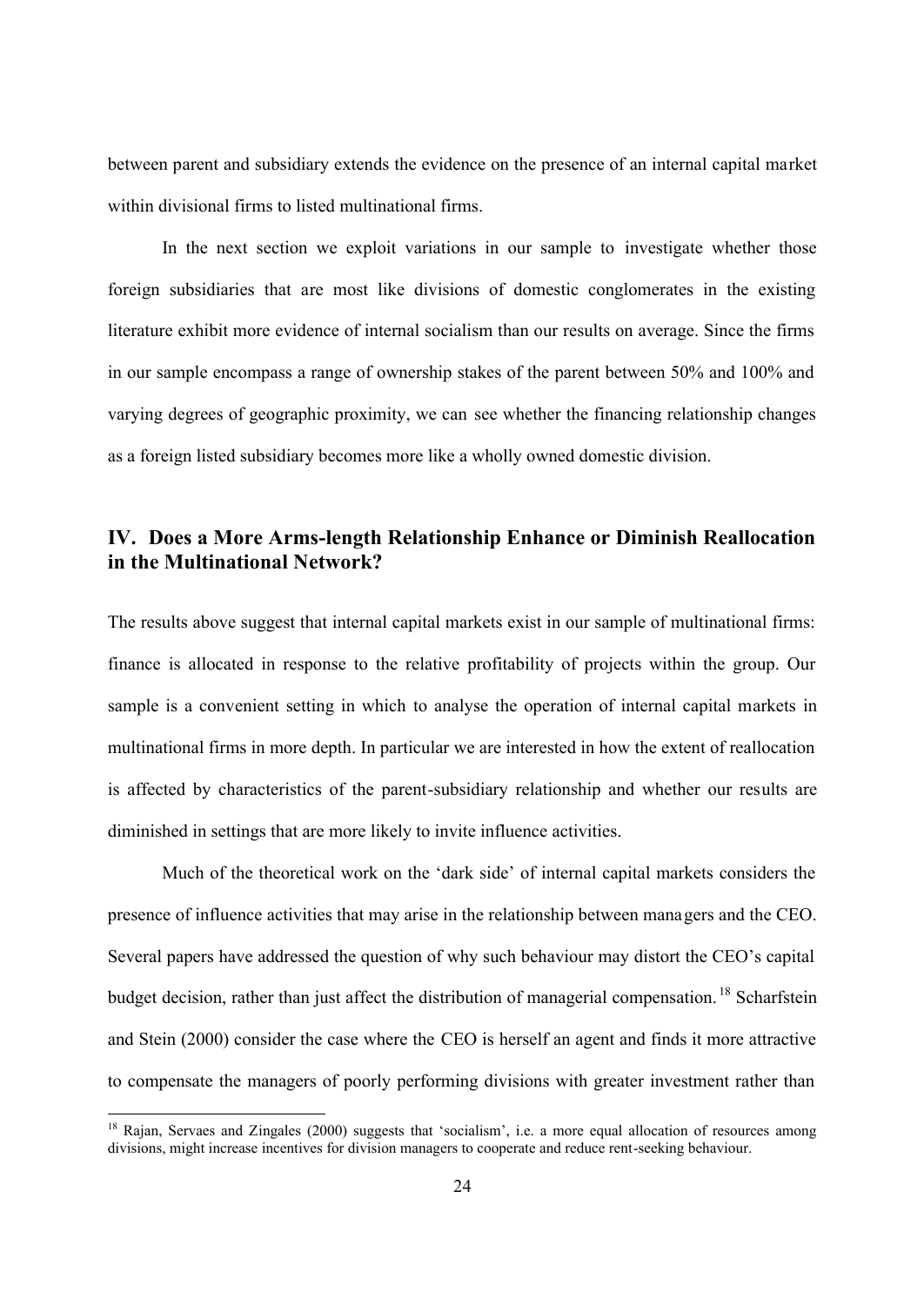between parent and subsidiary extends the evidence on the presence of an internal capital market within divisional firms to listed multinational firms.

In the next section we exploit variations in our sample to investigate whether those foreign subsidiaries that are most like divisions of domestic conglomerates in the existing literature exhibit more evidence of internal socialism than our results on average. Since the firms in our sample encompass a range of ownership stakes of the parent between 50% and 100% and varying degrees of geographic proximity, we can see whether the financing relationship changes as a foreign listed subsidiary becomes more like a wholly owned domestic division.

## IV. Does a More Arms-length Relationship Enhance or Diminish Reallocation in the Multinational Network?

The results above suggest that internal capital markets exist in our sample of multinational firms: finance is allocated in response to the relative profitability of projects within the group. Our sample is a convenient setting in which to analyse the operation of internal capital markets in multinational firms in more depth. In particular we are interested in how the extent of reallocation is affected by characteristics of the parent-subsidiary relationship and whether our results are diminished in settings that are more likely to invite influence activities.

Much of the theoretical work on the 'dark side' of internal capital markets considers the presence of influence activities that may arise in the relationship between managers and the CEO. Several papers have addressed the question of why such behaviour may distort the CEO's capital budget decision, rather than just affect the distribution of managerial compensation.[18] Scharfstein and Stein (2000) consider the case where the CEO is herself an agent and finds it more attractive to compensate the managers of poorly performing divisions with greater investment rather than

[18] Rajan, Servaes and Zingales (2000) suggests that 'socialism', i.e. a more equal allocation of resources among divisions, might increase incentives for division managers to cooperate and reduce rent-seeking behaviour.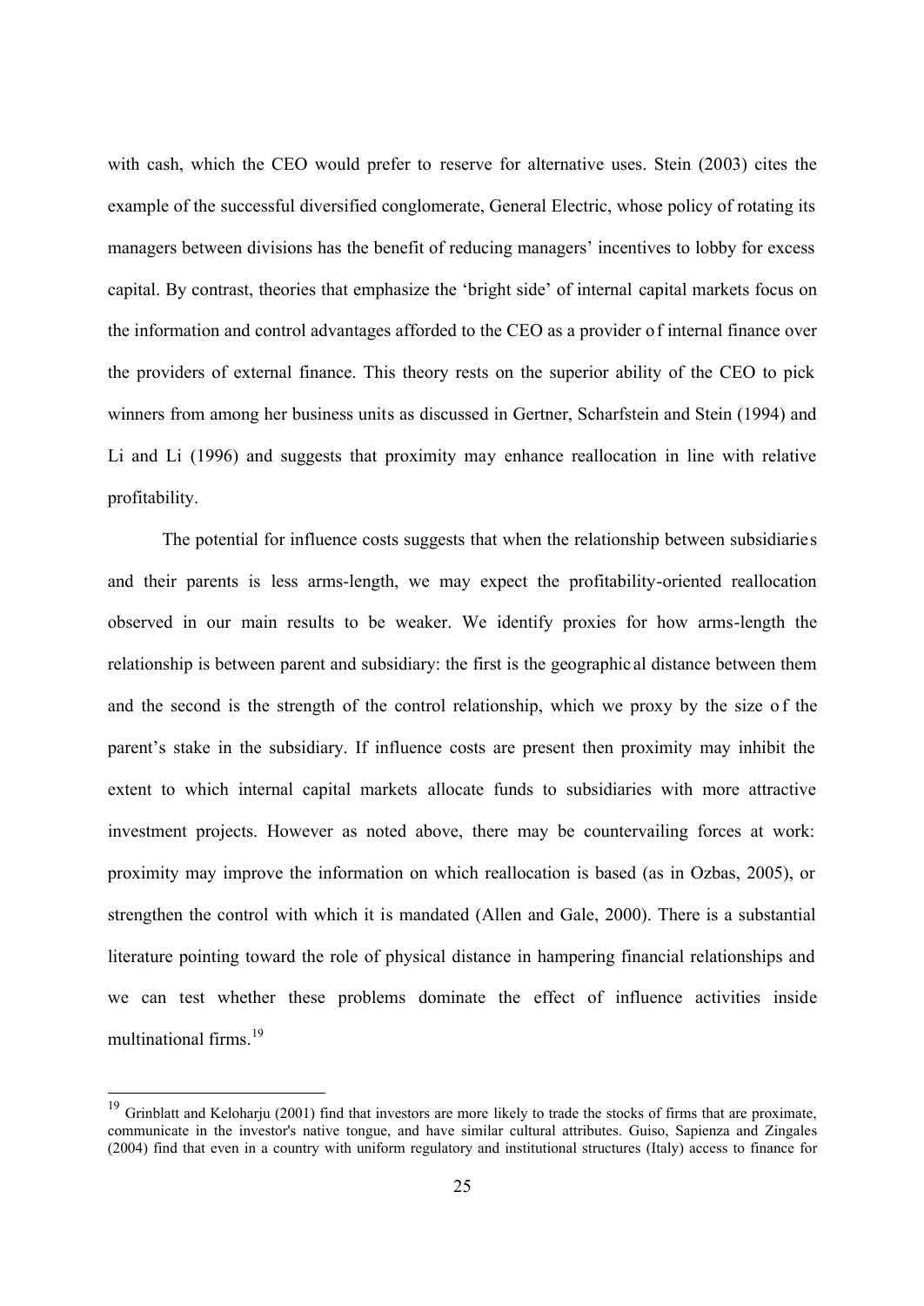with cash, which the CEO would prefer to reserve for alternative uses. Stein (2003) cites the example of the successful diversified conglomerate, General Electric, whose policy of rotating its managers between divisions has the benefit of reducing managers' incentives to lobby for excess capital. By contrast, theories that emphasize the 'bright side' of internal capital markets focus on the information and control advantages afforded to the CEO as a provider of internal finance over the providers of external finance. This theory rests on the superior ability of the CEO to pick winners from among her business units as discussed in Gertner, Scharfstein and Stein (1994) and Li and Li (1996) and suggests that proximity may enhance reallocation in line with relative profitability.

The potential for influence costs suggests that when the relationship between subsidiaries and their parents is less arms-length, we may expect the profitability-oriented reallocation observed in our main results to be weaker. We identify proxies for how arms-length the relationship is between parent and subsidiary: the first is the geographical distance between them and the second is the strength of the control relationship, which we proxy by the size of the parent's stake in the subsidiary. If influence costs are present then proximity may inhibit the extent to which internal capital markets allocate funds to subsidiaries with more attractive investment projects. However as noted above, there may be countervailing forces at work: proximity may improve the information on which reallocation is based (as in Ozbas, 2005), or strengthen the control with which it is mandated (Allen and Gale, 2000). There is a substantial literature pointing toward the role of physical distance in hampering financial relationships and we can test whether these problems dominate the effect of influence activities inside multinational firms.[19]

[19] Grinblatt and Keloharju (2001) find that investors are more likely to trade the stocks of firms that are proximate, communicate in the investor's native tongue, and have similar cultural attributes. Guiso, Sapienza and Zingales (2004) find that even in a country with uniform regulatory and institutional structures (Italy) access to finance for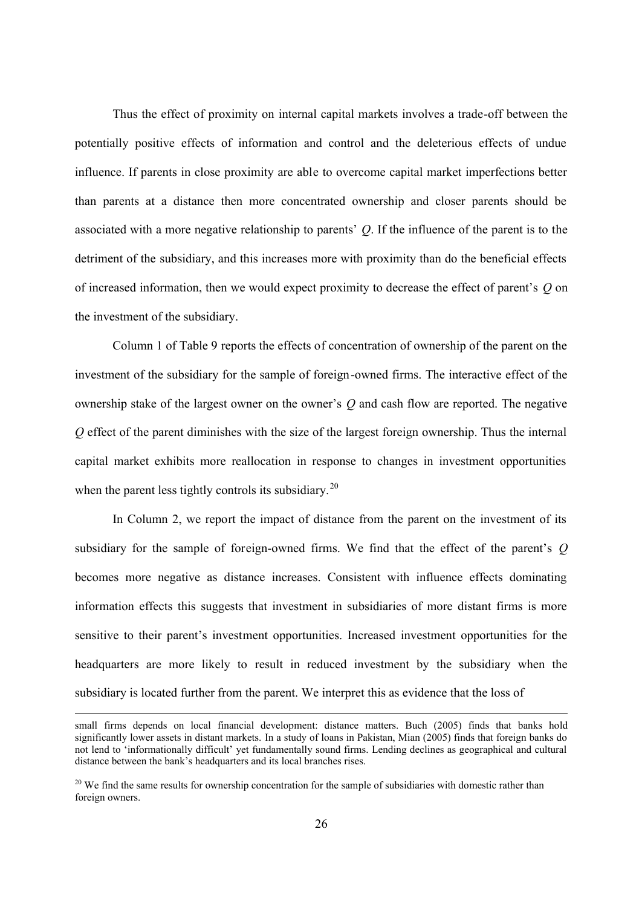Thus the effect of proximity on internal capital markets involves a trade-off between the potentially positive effects of information and control and the deleterious effects of undue influence. If parents in close proximity are able to overcome capital market imperfections better than parents at a distance then more concentrated ownership and closer parents should be associated with a more negative relationship to parents' $Q$. If the influence of the parent is to the detriment of the subsidiary, and this increases more with proximity than do the beneficial effects of increased information, then we would expect proximity to decrease the effect of parent's $Q$ on the investment of the subsidiary.

Column 1 of Table 9 reports the effects of concentration of ownership of the parent on the investment of the subsidiary for the sample of foreign-owned firms. The interactive effect of the ownership stake of the largest owner on the owner's $Q$ and cash flow are reported. The negative $Q$ effect of the parent diminishes with the size of the largest foreign ownership. Thus the internal capital market exhibits more reallocation in response to changes in investment opportunities when the parent less tightly controls its subsidiary.[20]

In Column 2, we report the impact of distance from the parent on the investment of its subsidiary for the sample of foreign-owned firms. We find that the effect of the parent's $Q$ becomes more negative as distance increases. Consistent with influence effects dominating information effects this suggests that investment in subsidiaries of more distant firms is more sensitive to their parent's investment opportunities. Increased investment opportunities for the headquarters are more likely to result in reduced investment by the subsidiary when the subsidiary is located further from the parent. We interpret this as evidence that the loss of

---

small firms depends on local financial development: distance matters. Buch (2005) finds that banks hold significantly lower assets in distant markets. In a study of loans in Pakistan, Mian (2005) finds that foreign banks do not lend to 'informationally difficult' yet fundamentally sound firms. Lending declines as geographical and cultural distance between the bank's headquarters and its local branches rises.

[20] We find the same results for ownership concentration for the sample of subsidiaries with domestic rather than foreign owners.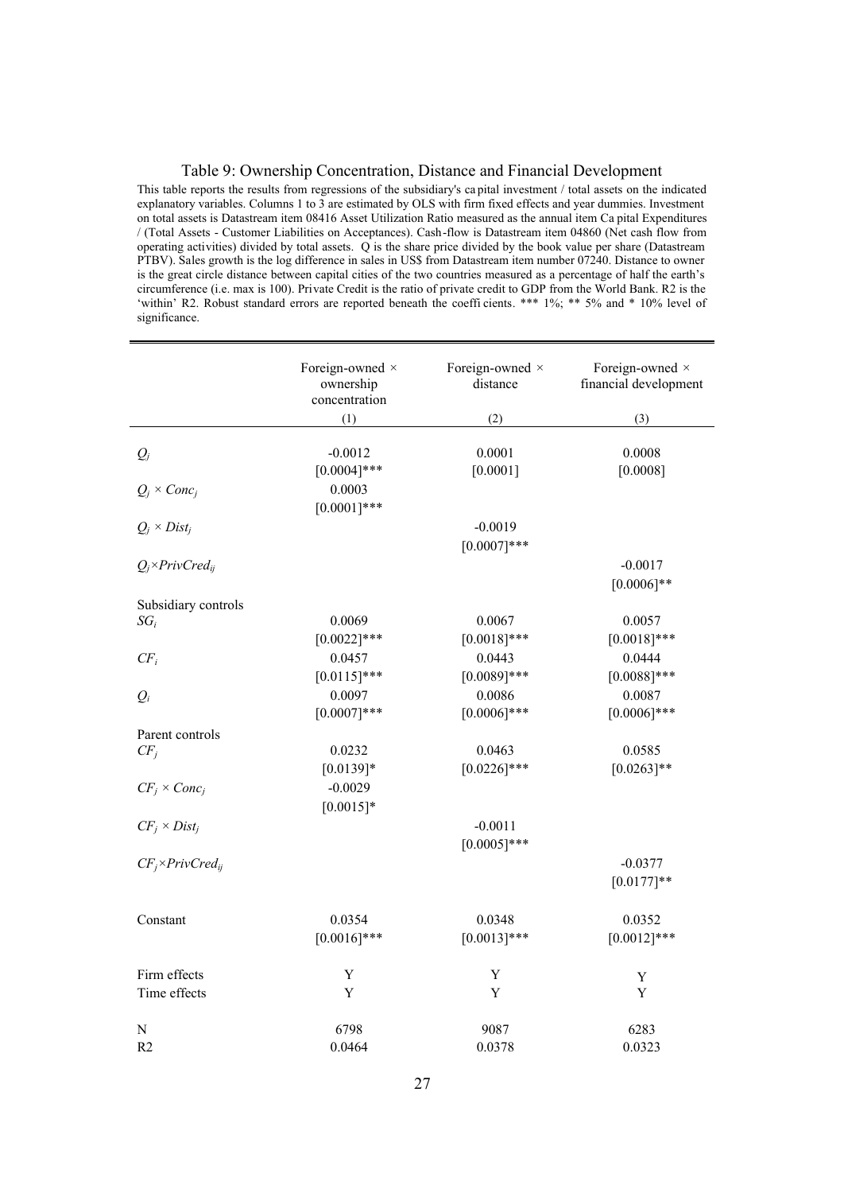# Table 9: Ownership Concentration, Distance and Financial Development

This table reports the results from regressions of the subsidiary's capital investment / total assets on the indicated explanatory variables. Columns 1 to 3 are estimated by OLS with firm fixed effects and year dummies. Investment on total assets is Datastream item 08416 Asset Utilization Ratio measured as the annual item Capital Expenditures / (Total Assets - Customer Liabilities on Acceptances). Cash-flow is Datastream item 04860 (Net cash flow from operating activities) divided by total assets. Q is the share price divided by the book value per share (Datastream PTBV). Sales growth is the log difference in sales in US$ from Datastream item number 07240. Distance to owner is the great circle distance between capital cities of the two countries measured as a percentage of half the earth's circumference (i.e. max is 100). Private Credit is the ratio of private credit to GDP from the World Bank. R2 is the 'within' R2. Robust standard errors are reported beneath the coefficients. *** 1%; ** 5% and * 10% level of significance.

| | Foreign-owned × ownership concentration | Foreign-owned × distance | Foreign-owned × financial development |
|---|---|---|---|
| | (1) | (2) | (3) |
| $Q_j$ | -0.0012 | 0.0001 | 0.0008 |
| | [0.0004]*** | [0.0001] | [0.0008] |
| $Q_j \times Conc_j$ | 0.0003 | | |
| | [0.0001]*** | | |
| $Q_j \times Dist_j$ | | -0.0019 | |
| | | [0.0007]*** | |
| $Q_j \times PrivCred_{ij}$ | | | -0.0017 |
| | | | [0.0006]** |
| Subsidiary controls | | | |
| $SG_i$ | 0.0069 | 0.0067 | 0.0057 |
| | [0.0022]*** | [0.0018]*** | [0.0018]*** |
| $CF_i$ | 0.0457 | 0.0443 | 0.0444 |
| | [0.0115]*** | [0.0089]*** | [0.0088]*** |
| $Q_i$ | 0.0097 | 0.0086 | 0.0087 |
| | [0.0007]*** | [0.0006]*** | [0.0006]*** |
| Parent controls | | | |
| $CF_j$ | 0.0232 | 0.0463 | 0.0585 |
| | [0.0139]* | [0.0226]*** | [0.0263]** |
| $CF_j \times Conc_j$ | -0.0029 | | |
| | [0.0015]* | | |
| $CF_j \times Dist_j$ | | -0.0011 | |
| | | [0.0005]*** | |
| $CF_j \times PrivCred_{ij}$ | | | -0.0377 |
| | | | [0.0177]** |
| Constant | 0.0354 | 0.0348 | 0.0352 |
| | [0.0016]*** | [0.0013]*** | [0.0012]*** |
| Firm effects | Y | Y | Y |
| Time effects | Y | Y | Y |
| N | 6798 | 9087 | 6283 |
| R2 | 0.0464 | 0.0378 | 0.0323 |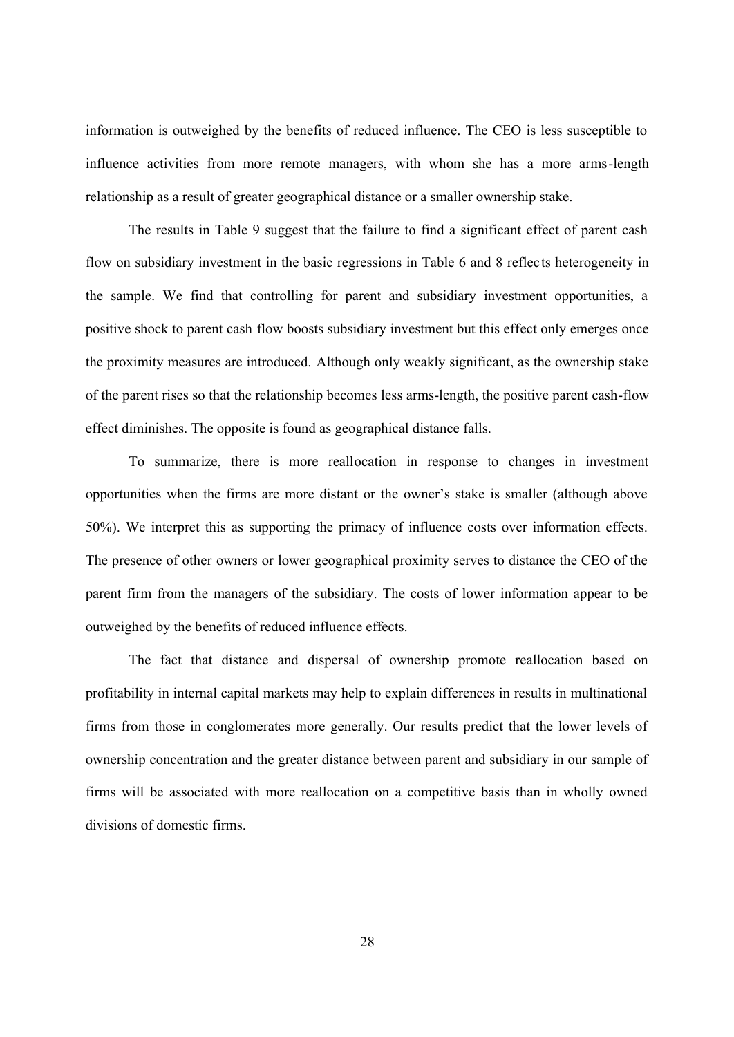information is outweighed by the benefits of reduced influence. The CEO is less susceptible to influence activities from more remote managers, with whom she has a more arms-length relationship as a result of greater geographical distance or a smaller ownership stake.

The results in Table 9 suggest that the failure to find a significant effect of parent cash flow on subsidiary investment in the basic regressions in Table 6 and 8 reflects heterogeneity in the sample. We find that controlling for parent and subsidiary investment opportunities, a positive shock to parent cash flow boosts subsidiary investment but this effect only emerges once the proximity measures are introduced. Although only weakly significant, as the ownership stake of the parent rises so that the relationship becomes less arms-length, the positive parent cash-flow effect diminishes. The opposite is found as geographical distance falls.

To summarize, there is more reallocation in response to changes in investment opportunities when the firms are more distant or the owner's stake is smaller (although above 50%). We interpret this as supporting the primacy of influence costs over information effects. The presence of other owners or lower geographical proximity serves to distance the CEO of the parent firm from the managers of the subsidiary. The costs of lower information appear to be outweighed by the benefits of reduced influence effects.

The fact that distance and dispersal of ownership promote reallocation based on profitability in internal capital markets may help to explain differences in results in multinational firms from those in conglomerates more generally. Our results predict that the lower levels of ownership concentration and the greater distance between parent and subsidiary in our sample of firms will be associated with more reallocation on a competitive basis than in wholly owned divisions of domestic firms.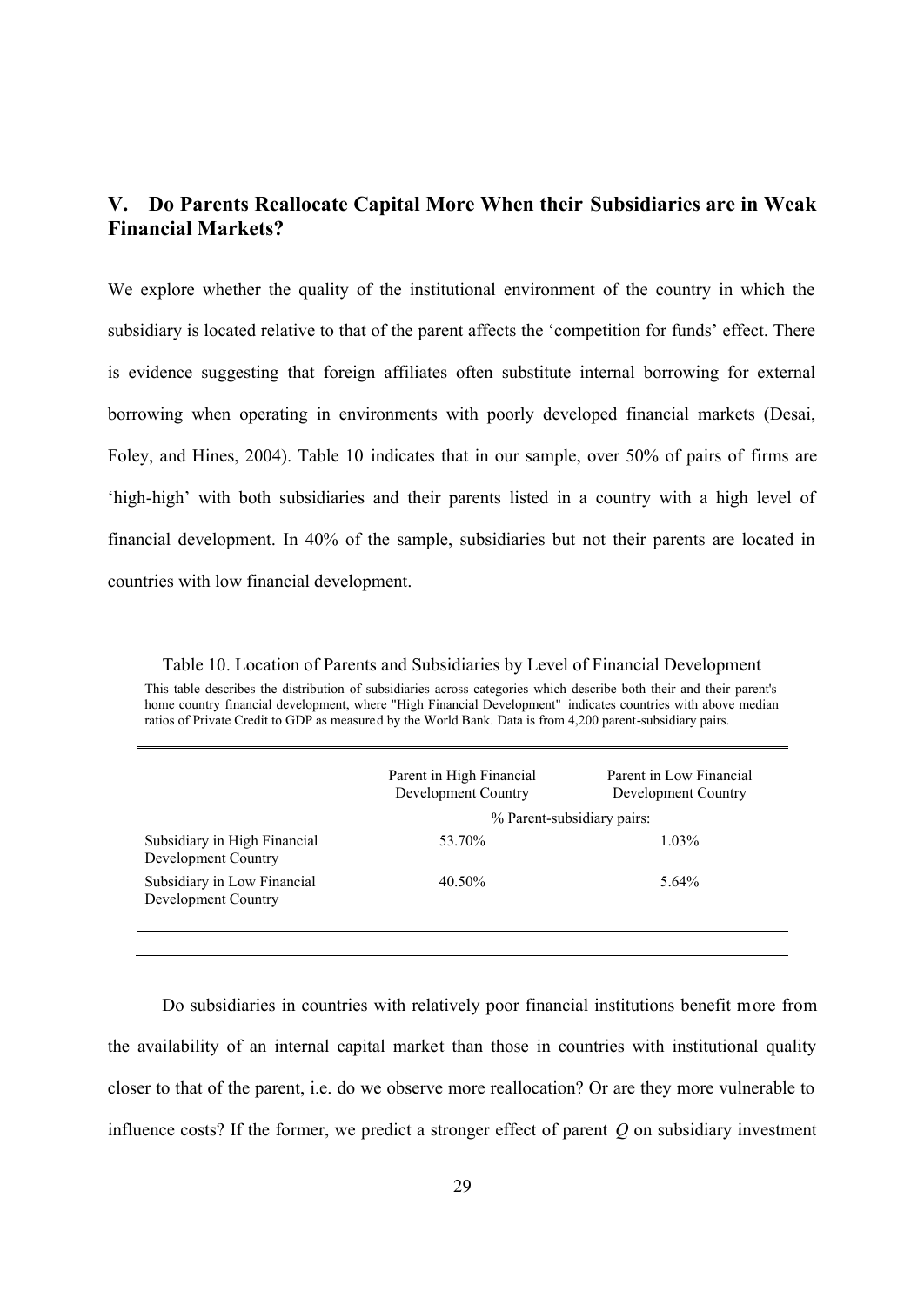## V. Do Parents Reallocate Capital More When their Subsidiaries are in Weak Financial Markets?

We explore whether the quality of the institutional environment of the country in which the subsidiary is located relative to that of the parent affects the 'competition for funds' effect. There is evidence suggesting that foreign affiliates often substitute internal borrowing for external borrowing when operating in environments with poorly developed financial markets (Desai, Foley, and Hines, 2004). Table 10 indicates that in our sample, over 50% of pairs of firms are 'high-high' with both subsidiaries and their parents listed in a country with a high level of financial development. In 40% of the sample, subsidiaries but not their parents are located in countries with low financial development.

Table 10. Location of Parents and Subsidiaries by Level of Financial Development

This table describes the distribution of subsidiaries across categories which describe both their and their parent's home country financial development, where "High Financial Development" indicates countries with above median ratios of Private Credit to GDP as measured by the World Bank. Data is from 4,200 parent-subsidiary pairs.

| | Parent in High Financial Development Country | Parent in Low Financial Development Country |
|---|---|---|
| | % Parent-subsidiary pairs: | |
| Subsidiary in High Financial Development Country | 53.70% | 1.03% |
| Subsidiary in Low Financial Development Country | 40.50% | 5.64% |

Do subsidiaries in countries with relatively poor financial institutions benefit more from the availability of an internal capital market than those in countries with institutional quality closer to that of the parent, i.e. do we observe more reallocation? Or are they more vulnerable to influence costs? If the former, we predict a stronger effect of parent $Q$ on subsidiary investment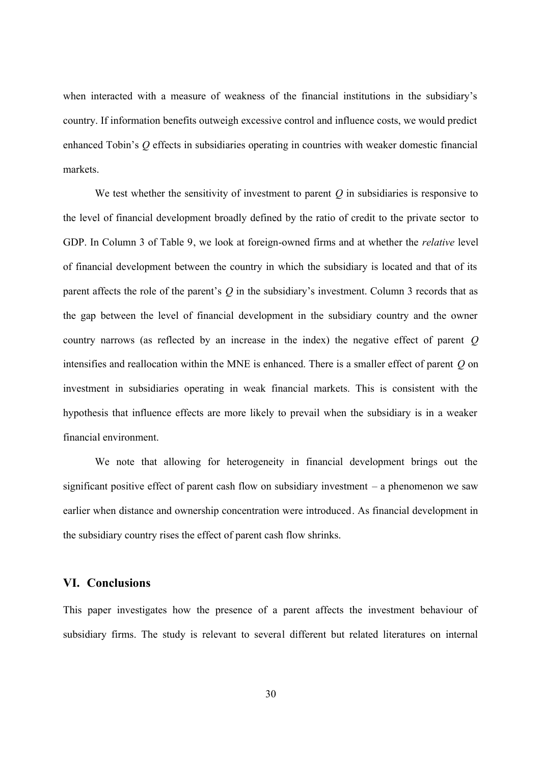when interacted with a measure of weakness of the financial institutions in the subsidiary's country. If information benefits outweigh excessive control and influence costs, we would predict enhanced Tobin's $Q$ effects in subsidiaries operating in countries with weaker domestic financial markets.

We test whether the sensitivity of investment to parent $Q$ in subsidiaries is responsive to the level of financial development broadly defined by the ratio of credit to the private sector to GDP. In Column 3 of Table 9, we look at foreign-owned firms and at whether the *relative* level of financial development between the country in which the subsidiary is located and that of its parent affects the role of the parent's $Q$ in the subsidiary's investment. Column 3 records that as the gap between the level of financial development in the subsidiary country and the owner country narrows (as reflected by an increase in the index) the negative effect of parent $Q$ intensifies and reallocation within the MNE is enhanced. There is a smaller effect of parent $Q$ on investment in subsidiaries operating in weak financial markets. This is consistent with the hypothesis that influence effects are more likely to prevail when the subsidiary is in a weaker financial environment.

We note that allowing for heterogeneity in financial development brings out the significant positive effect of parent cash flow on subsidiary investment – a phenomenon we saw earlier when distance and ownership concentration were introduced. As financial development in the subsidiary country rises the effect of parent cash flow shrinks.

## VI. Conclusions

This paper investigates how the presence of a parent affects the investment behaviour of subsidiary firms. The study is relevant to several different but related literatures on internal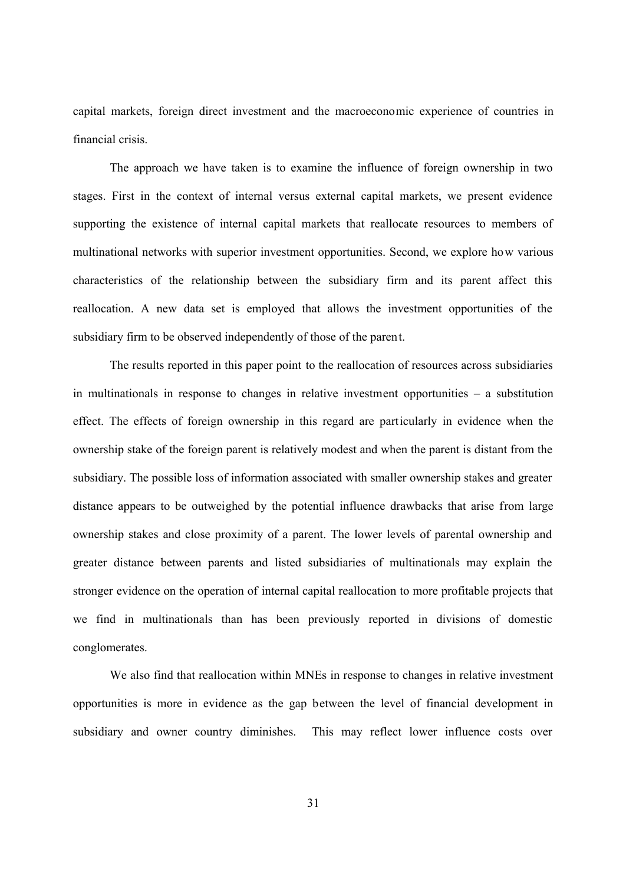capital markets, foreign direct investment and the macroeconomic experience of countries in financial crisis.

The approach we have taken is to examine the influence of foreign ownership in two stages. First in the context of internal versus external capital markets, we present evidence supporting the existence of internal capital markets that reallocate resources to members of multinational networks with superior investment opportunities. Second, we explore how various characteristics of the relationship between the subsidiary firm and its parent affect this reallocation. A new data set is employed that allows the investment opportunities of the subsidiary firm to be observed independently of those of the parent.

The results reported in this paper point to the reallocation of resources across subsidiaries in multinationals in response to changes in relative investment opportunities – a substitution effect. The effects of foreign ownership in this regard are particularly in evidence when the ownership stake of the foreign parent is relatively modest and when the parent is distant from the subsidiary. The possible loss of information associated with smaller ownership stakes and greater distance appears to be outweighed by the potential influence drawbacks that arise from large ownership stakes and close proximity of a parent. The lower levels of parental ownership and greater distance between parents and listed subsidiaries of multinationals may explain the stronger evidence on the operation of internal capital reallocation to more profitable projects that we find in multinationals than has been previously reported in divisions of domestic conglomerates.

We also find that reallocation within MNEs in response to changes in relative investment opportunities is more in evidence as the gap between the level of financial development in subsidiary and owner country diminishes. This may reflect lower influence costs over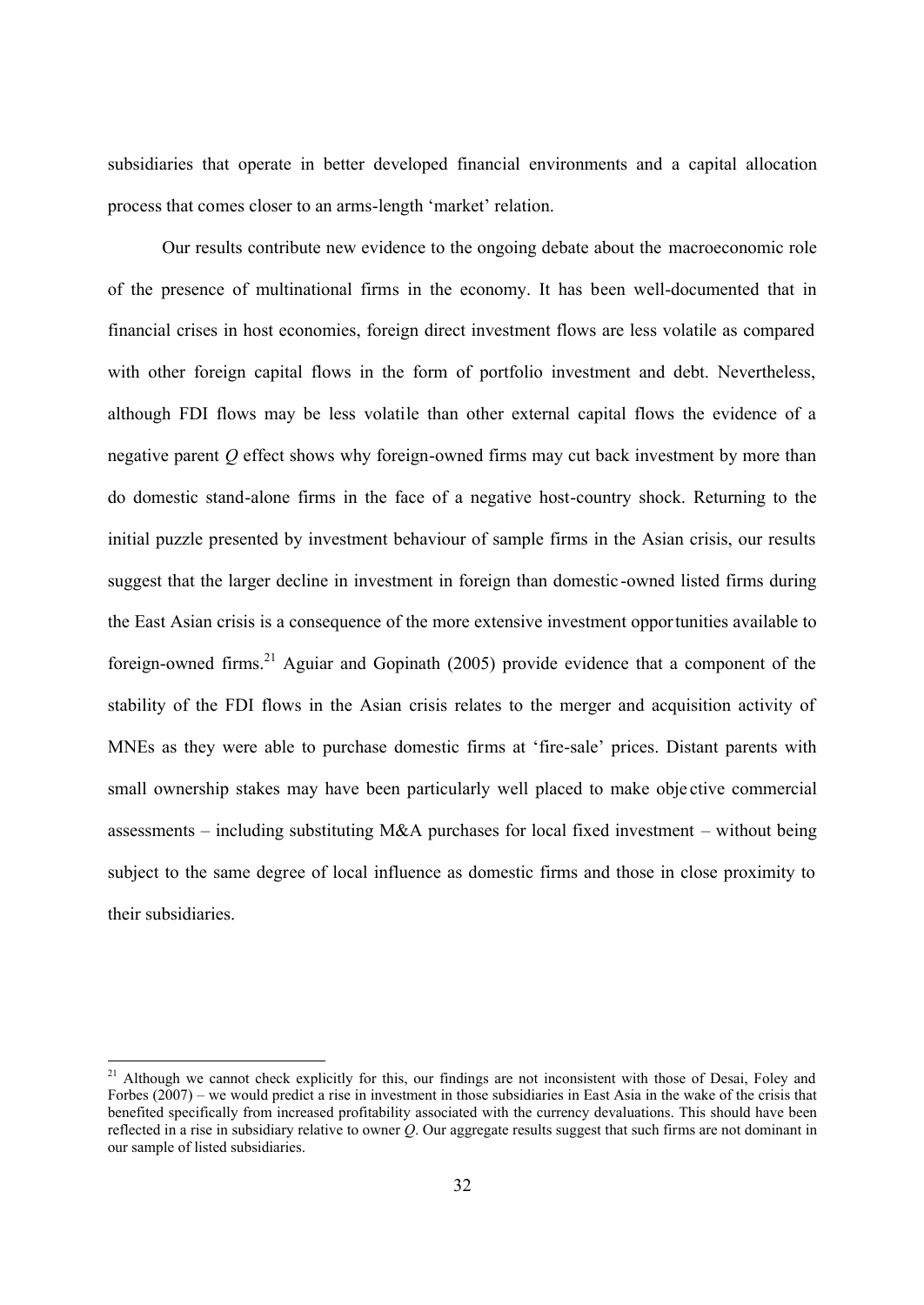subsidiaries that operate in better developed financial environments and a capital allocation process that comes closer to an arms-length 'market' relation.

Our results contribute new evidence to the ongoing debate about the macroeconomic role of the presence of multinational firms in the economy. It has been well-documented that in financial crises in host economies, foreign direct investment flows are less volatile as compared with other foreign capital flows in the form of portfolio investment and debt. Nevertheless, although FDI flows may be less volatile than other external capital flows the evidence of a negative parent $Q$ effect shows why foreign-owned firms may cut back investment by more than do domestic stand-alone firms in the face of a negative host-country shock. Returning to the initial puzzle presented by investment behaviour of sample firms in the Asian crisis, our results suggest that the larger decline in investment in foreign than domestic-owned listed firms during the East Asian crisis is a consequence of the more extensive investment opportunities available to foreign-owned firms.[21] Aguiar and Gopinath (2005) provide evidence that a component of the stability of the FDI flows in the Asian crisis relates to the merger and acquisition activity of MNEs as they were able to purchase domestic firms at 'fire-sale' prices. Distant parents with small ownership stakes may have been particularly well placed to make objective commercial assessments – including substituting M&A purchases for local fixed investment – without being subject to the same degree of local influence as domestic firms and those in close proximity to their subsidiaries.

[21] Although we cannot check explicitly for this, our findings are not inconsistent with those of Desai, Foley and Forbes (2007) – we would predict a rise in investment in those subsidiaries in East Asia in the wake of the crisis that benefited specifically from increased profitability associated with the currency devaluations. This should have been reflected in a rise in subsidiary relative to owner $Q$. Our aggregate results suggest that such firms are not dominant in our sample of listed subsidiaries.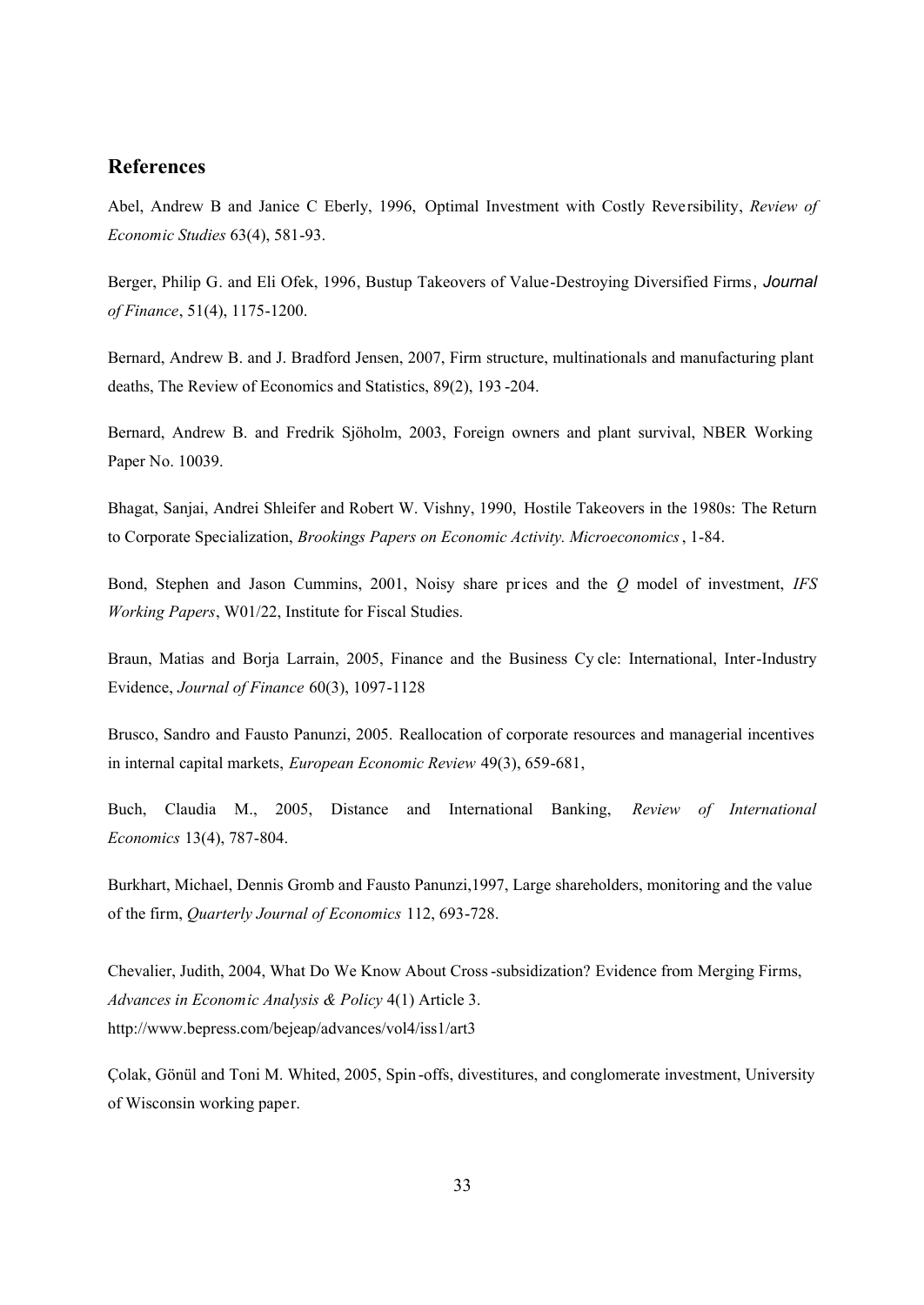## References

Abel, Andrew B and Janice C Eberly, 1996, Optimal Investment with Costly Reversibility, *Review of Economic Studies* 63(4), 581-93.

Berger, Philip G. and Eli Ofek, 1996, Bustup Takeovers of Value-Destroying Diversified Firms, *Journal of Finance*, 51(4), 1175-1200.

Bernard, Andrew B. and J. Bradford Jensen, 2007, Firm structure, multinationals and manufacturing plant deaths, The Review of Economics and Statistics, 89(2), 193-204.

Bernard, Andrew B. and Fredrik Sjöholm, 2003, Foreign owners and plant survival, NBER Working Paper No. 10039.

Bhagat, Sanjai, Andrei Shleifer and Robert W. Vishny, 1990, Hostile Takeovers in the 1980s: The Return to Corporate Specialization, *Brookings Papers on Economic Activity. Microeconomics*, 1-84.

Bond, Stephen and Jason Cummins, 2001, Noisy share prices and the *Q* model of investment, *IFS Working Papers*, W01/22, Institute for Fiscal Studies.

Braun, Matias and Borja Larrain, 2005, Finance and the Business Cycle: International, Inter-Industry Evidence, *Journal of Finance* 60(3), 1097-1128

Brusco, Sandro and Fausto Panunzi, 2005. Reallocation of corporate resources and managerial incentives in internal capital markets, *European Economic Review* 49(3), 659-681,

Buch, Claudia M., 2005, Distance and International Banking, *Review of International Economics* 13(4), 787-804.

Burkhart, Michael, Dennis Gromb and Fausto Panunzi,1997, Large shareholders, monitoring and the value of the firm, *Quarterly Journal of Economics* 112, 693-728.

Chevalier, Judith, 2004, What Do We Know About Cross-subsidization? Evidence from Merging Firms, *Advances in Economic Analysis & Policy* 4(1) Article 3. http://www.bepress.com/bejeap/advances/vol4/iss1/art3

Çolak, Gönül and Toni M. Whited, 2005, Spin-offs, divestitures, and conglomerate investment, University of Wisconsin working paper.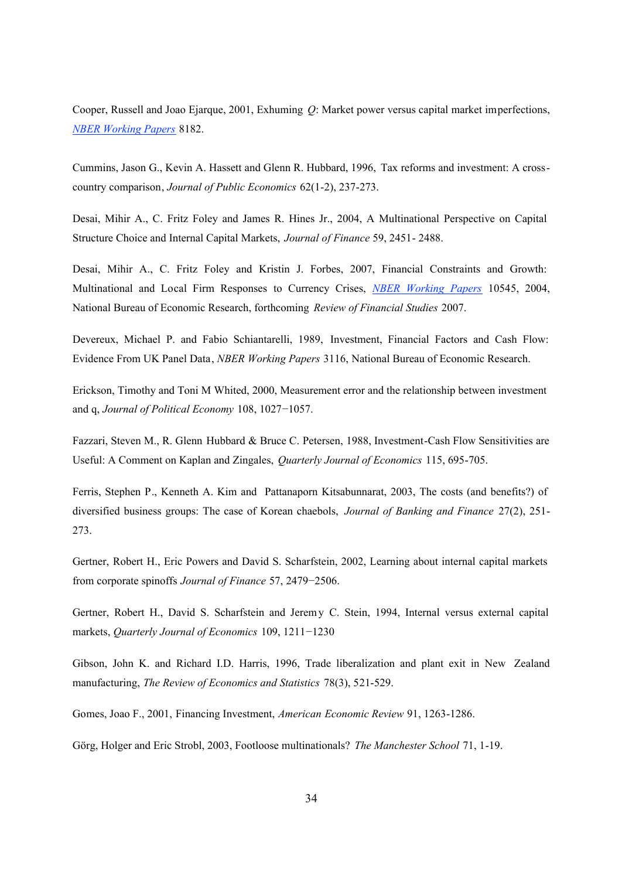Cooper, Russell and Joao Ejarque, 2001, Exhuming *Q*: Market power versus capital market imperfections, *NBER Working Papers* 8182.

Cummins, Jason G., Kevin A. Hassett and Glenn R. Hubbard, 1996, Tax reforms and investment: A cross-country comparison, *Journal of Public Economics* 62(1-2), 237-273.

Desai, Mihir A., C. Fritz Foley and James R. Hines Jr., 2004, A Multinational Perspective on Capital Structure Choice and Internal Capital Markets, *Journal of Finance* 59, 2451- 2488.

Desai, Mihir A., C. Fritz Foley and Kristin J. Forbes, 2007, Financial Constraints and Growth: Multinational and Local Firm Responses to Currency Crises, *NBER Working Papers* 10545, 2004, National Bureau of Economic Research, forthcoming *Review of Financial Studies* 2007.

Devereux, Michael P. and Fabio Schiantarelli, 1989, Investment, Financial Factors and Cash Flow: Evidence From UK Panel Data, *NBER Working Papers* 3116, National Bureau of Economic Research.

Erickson, Timothy and Toni M Whited, 2000, Measurement error and the relationship between investment and q, *Journal of Political Economy* 108, 1027−1057.

Fazzari, Steven M., R. Glenn Hubbard & Bruce C. Petersen, 1988, Investment-Cash Flow Sensitivities are Useful: A Comment on Kaplan and Zingales, *Quarterly Journal of Economics* 115, 695-705.

Ferris, Stephen P., Kenneth A. Kim and Pattanaporn Kitsabunnarat, 2003, The costs (and benefits?) of diversified business groups: The case of Korean chaebols, *Journal of Banking and Finance* 27(2), 251-273.

Gertner, Robert H., Eric Powers and David S. Scharfstein, 2002, Learning about internal capital markets from corporate spinoffs *Journal of Finance* 57, 2479−2506.

Gertner, Robert H., David S. Scharfstein and Jeremy C. Stein, 1994, Internal versus external capital markets, *Quarterly Journal of Economics* 109, 1211−1230

Gibson, John K. and Richard I.D. Harris, 1996, Trade liberalization and plant exit in New Zealand manufacturing, *The Review of Economics and Statistics* 78(3), 521-529.

Gomes, Joao F., 2001, Financing Investment, *American Economic Review* 91, 1263-1286.

Görg, Holger and Eric Strobl, 2003, Footloose multinationals? *The Manchester School* 71, 1-19.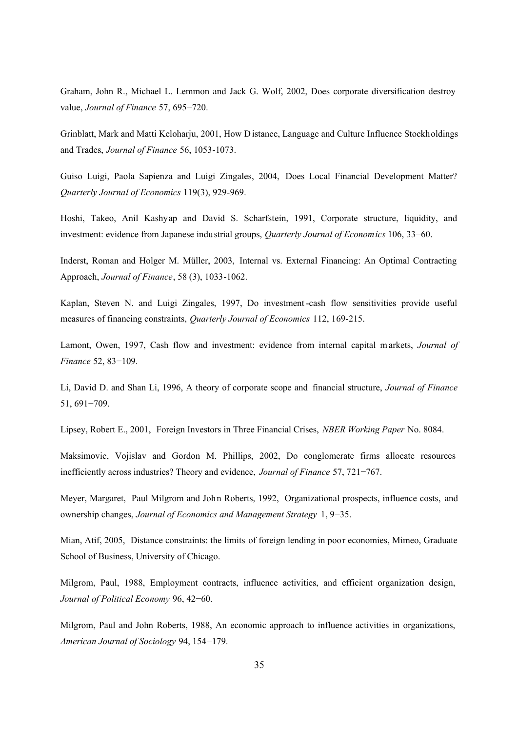Graham, John R., Michael L. Lemmon and Jack G. Wolf, 2002, Does corporate diversification destroy value, *Journal of Finance* 57, 695−720.

Grinblatt, Mark and Matti Keloharju, 2001, How Distance, Language and Culture Influence Stockholdings and Trades, *Journal of Finance* 56, 1053-1073.

Guiso Luigi, Paola Sapienza and Luigi Zingales, 2004, Does Local Financial Development Matter? *Quarterly Journal of Economics* 119(3), 929-969.

Hoshi, Takeo, Anil Kashyap and David S. Scharfstein, 1991, Corporate structure, liquidity, and investment: evidence from Japanese industrial groups, *Quarterly Journal of Economics* 106, 33−60.

Inderst, Roman and Holger M. Müller, 2003, Internal vs. External Financing: An Optimal Contracting Approach, *Journal of Finance*, 58 (3), 1033-1062.

Kaplan, Steven N. and Luigi Zingales, 1997, Do investment-cash flow sensitivities provide useful measures of financing constraints, *Quarterly Journal of Economics* 112, 169-215.

Lamont, Owen, 1997, Cash flow and investment: evidence from internal capital markets, *Journal of Finance* 52, 83−109.

Li, David D. and Shan Li, 1996, A theory of corporate scope and financial structure, *Journal of Finance* 51, 691−709.

Lipsey, Robert E., 2001, Foreign Investors in Three Financial Crises, *NBER Working Paper* No. 8084.

Maksimovic, Vojislav and Gordon M. Phillips, 2002, Do conglomerate firms allocate resources inefficiently across industries? Theory and evidence, *Journal of Finance* 57, 721−767.

Meyer, Margaret, Paul Milgrom and John Roberts, 1992, Organizational prospects, influence costs, and ownership changes, *Journal of Economics and Management Strategy* 1, 9−35.

Mian, Atif, 2005, Distance constraints: the limits of foreign lending in poor economies, Mimeo, Graduate School of Business, University of Chicago.

Milgrom, Paul, 1988, Employment contracts, influence activities, and efficient organization design, *Journal of Political Economy* 96, 42−60.

Milgrom, Paul and John Roberts, 1988, An economic approach to influence activities in organizations, *American Journal of Sociology* 94, 154−179.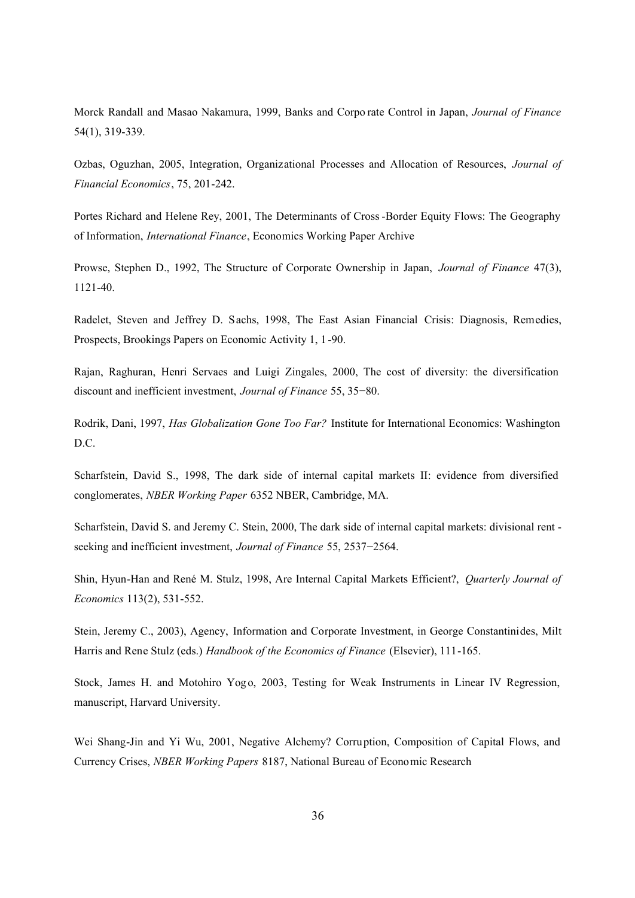Morck Randall and Masao Nakamura, 1999, Banks and Corporate Control in Japan, *Journal of Finance* 54(1), 319-339.

Ozbas, Oguzhan, 2005, Integration, Organizational Processes and Allocation of Resources, *Journal of Financial Economics*, 75, 201-242.

Portes Richard and Helene Rey, 2001, The Determinants of Cross-Border Equity Flows: The Geography of Information, *International Finance*, Economics Working Paper Archive

Prowse, Stephen D., 1992, The Structure of Corporate Ownership in Japan, *Journal of Finance* 47(3), 1121-40.

Radelet, Steven and Jeffrey D. Sachs, 1998, The East Asian Financial Crisis: Diagnosis, Remedies, Prospects, Brookings Papers on Economic Activity 1, 1-90.

Rajan, Raghuran, Henri Servaes and Luigi Zingales, 2000, The cost of diversity: the diversification discount and inefficient investment, *Journal of Finance* 55, 35−80.

Rodrik, Dani, 1997, *Has Globalization Gone Too Far?* Institute for International Economics: Washington D.C.

Scharfstein, David S., 1998, The dark side of internal capital markets II: evidence from diversified conglomerates, *NBER Working Paper* 6352 NBER, Cambridge, MA.

Scharfstein, David S. and Jeremy C. Stein, 2000, The dark side of internal capital markets: divisional rent-seeking and inefficient investment, *Journal of Finance* 55, 2537−2564.

Shin, Hyun-Han and René M. Stulz, 1998, Are Internal Capital Markets Efficient?, *Quarterly Journal of Economics* 113(2), 531-552.

Stein, Jeremy C., 2003), Agency, Information and Corporate Investment, in George Constantinides, Milt Harris and Rene Stulz (eds.) *Handbook of the Economics of Finance* (Elsevier), 111-165.

Stock, James H. and Motohiro Yogo, 2003, Testing for Weak Instruments in Linear IV Regression, manuscript, Harvard University.

Wei Shang-Jin and Yi Wu, 2001, Negative Alchemy? Corruption, Composition of Capital Flows, and Currency Crises, *NBER Working Papers* 8187, National Bureau of Economic Research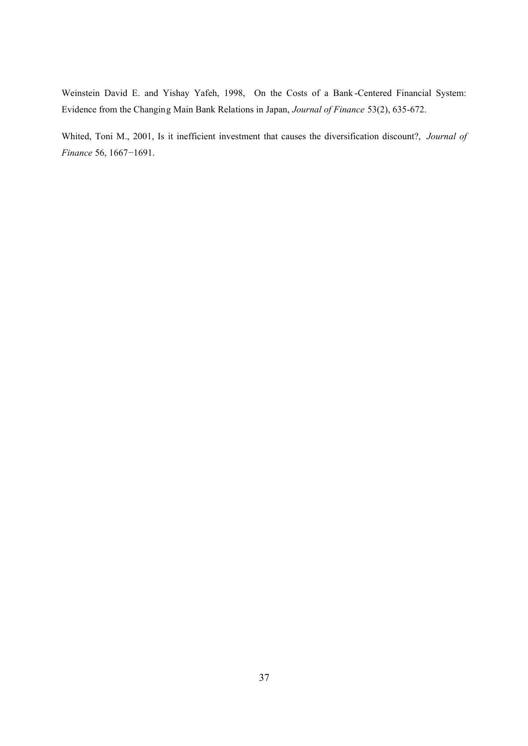Weinstein David E. and Yishay Yafeh, 1998, On the Costs of a Bank-Centered Financial System: Evidence from the Changing Main Bank Relations in Japan, *Journal of Finance* 53(2), 635-672.

Whited, Toni M., 2001, Is it inefficient investment that causes the diversification discount?, *Journal of Finance* 56, 1667−1691.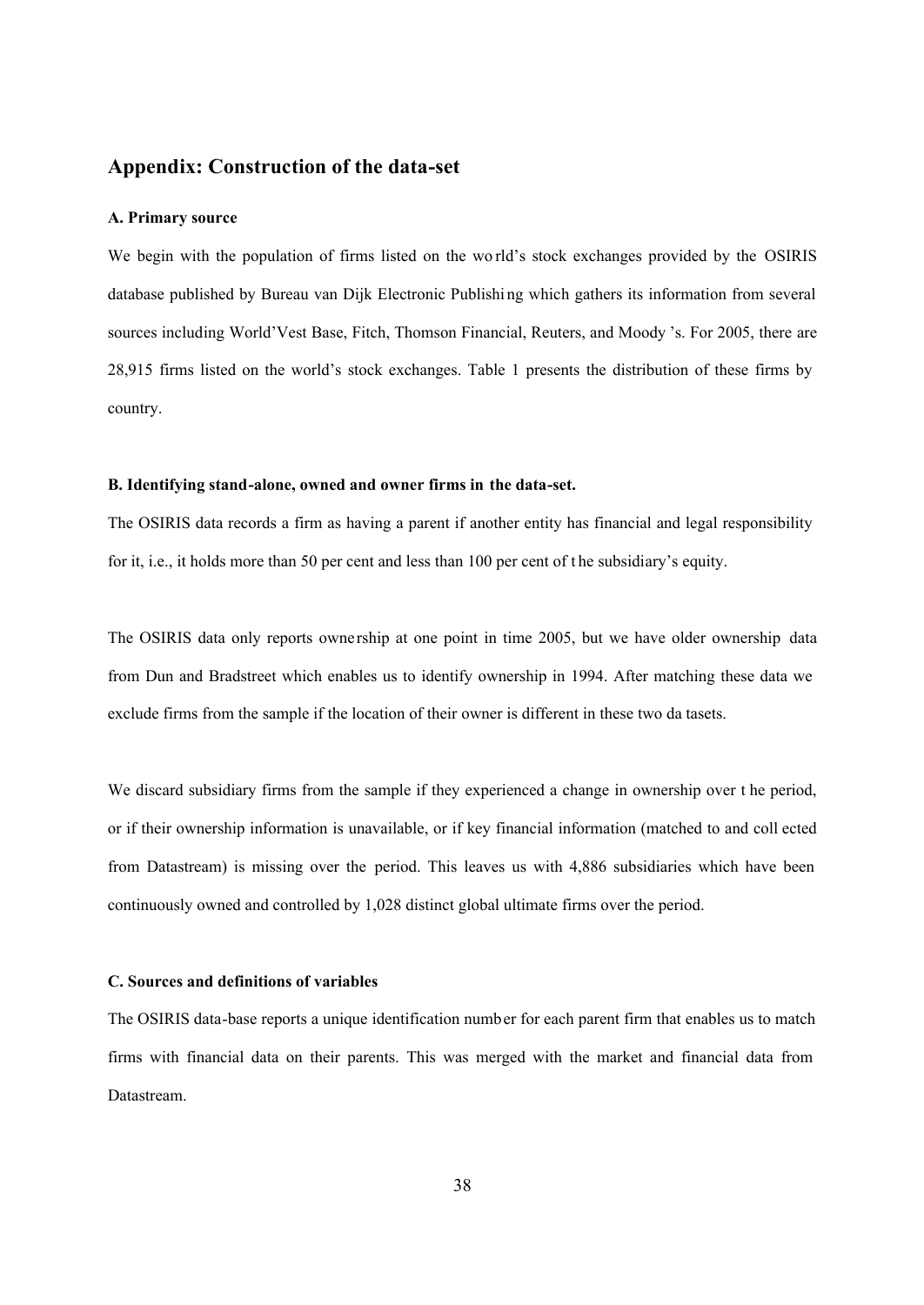## Appendix: Construction of the data-set

### A. Primary source

We begin with the population of firms listed on the world's stock exchanges provided by the OSIRIS database published by Bureau van Dijk Electronic Publishing which gathers its information from several sources including World'Vest Base, Fitch, Thomson Financial, Reuters, and Moody's. For 2005, there are 28,915 firms listed on the world's stock exchanges. Table 1 presents the distribution of these firms by country.

### B. Identifying stand-alone, owned and owner firms in the data-set.

The OSIRIS data records a firm as having a parent if another entity has financial and legal responsibility for it, i.e., it holds more than 50 per cent and less than 100 per cent of the subsidiary's equity.

The OSIRIS data only reports ownership at one point in time 2005, but we have older ownership data from Dun and Bradstreet which enables us to identify ownership in 1994. After matching these data we exclude firms from the sample if the location of their owner is different in these two data sets.

We discard subsidiary firms from the sample if they experienced a change in ownership over the period, or if their ownership information is unavailable, or if key financial information (matched to and collected from Datastream) is missing over the period. This leaves us with 4,886 subsidiaries which have been continuously owned and controlled by 1,028 distinct global ultimate firms over the period.

### C. Sources and definitions of variables

The OSIRIS data-base reports a unique identification number for each parent firm that enables us to match firms with financial data on their parents. This was merged with the market and financial data from Datastream.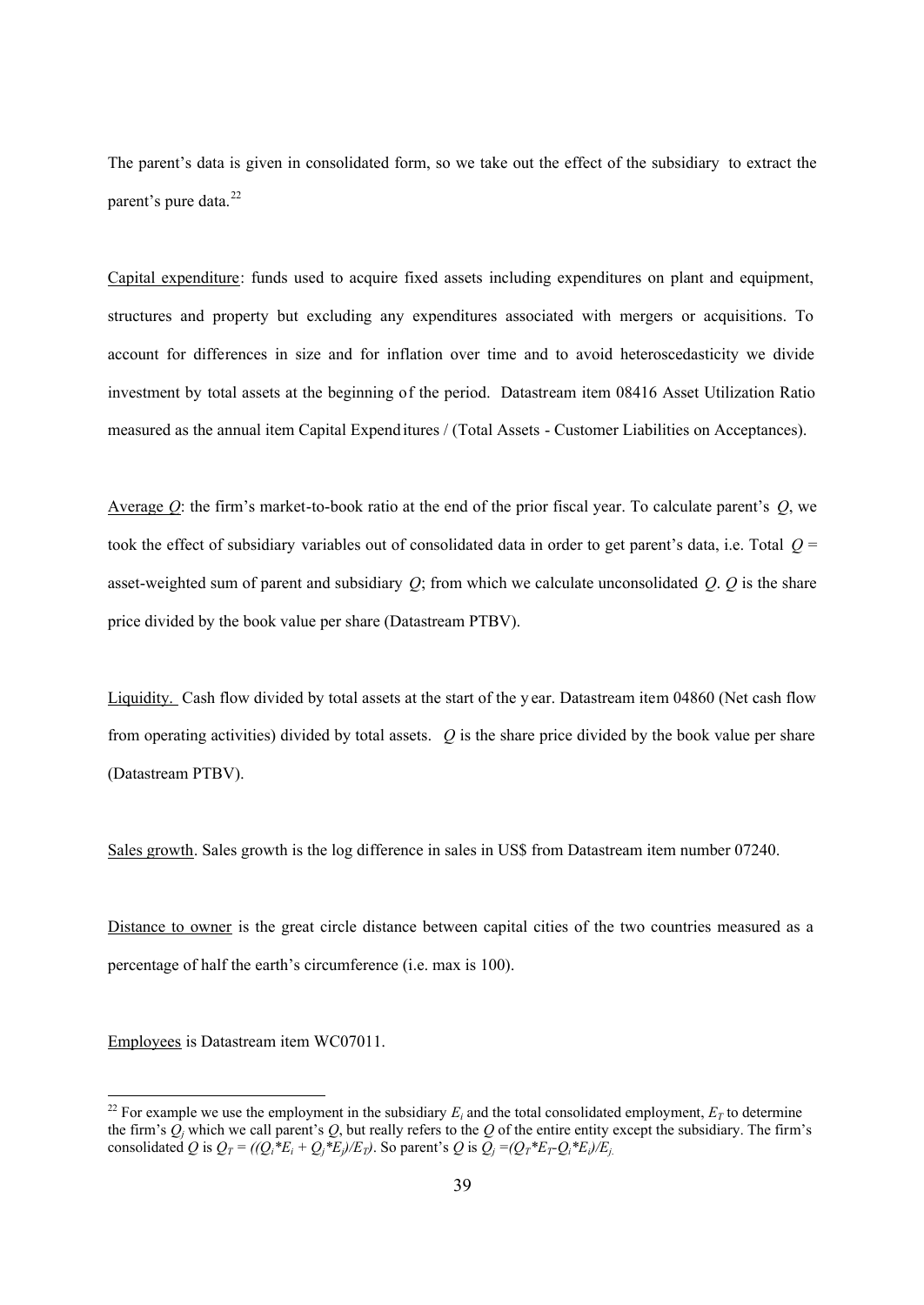The parent's data is given in consolidated form, so we take out the effect of the subsidiary to extract the parent's pure data.[22]

Capital expenditure: funds used to acquire fixed assets including expenditures on plant and equipment, structures and property but excluding any expenditures associated with mergers or acquisitions. To account for differences in size and for inflation over time and to avoid heteroscedasticity we divide investment by total assets at the beginning of the period. Datastream item 08416 Asset Utilization Ratio measured as the annual item Capital Expenditures / (Total Assets - Customer Liabilities on Acceptances).

Average $Q$: the firm's market-to-book ratio at the end of the prior fiscal year. To calculate parent's $Q$, we took the effect of subsidiary variables out of consolidated data in order to get parent's data, i.e. Total $Q$ = asset-weighted sum of parent and subsidiary $Q$; from which we calculate unconsolidated $Q$. $Q$ is the share price divided by the book value per share (Datastream PTBV).

Liquidity. Cash flow divided by total assets at the start of the year. Datastream item 04860 (Net cash flow from operating activities) divided by total assets. $Q$ is the share price divided by the book value per share (Datastream PTBV).

Sales growth. Sales growth is the log difference in sales in US$ from Datastream item number 07240.

Distance to owner is the great circle distance between capital cities of the two countries measured as a percentage of half the earth's circumference (i.e. max is 100).

Employees is Datastream item WC07011.

---

[22] For example we use the employment in the subsidiary $E_i$ and the total consolidated employment, $E_T$ to determine the firm's $Q_j$ which we call parent's $Q$, but really refers to the $Q$ of the entire entity except the subsidiary. The firm's consolidated $Q$ is $Q_T = ((Q_i{*}E_i + Q_j{*}E_j)/E_T)$. So parent's $Q$ is $Q_j = (Q_T{*}E_T{-}Q_i{*}E_i)/E_j$.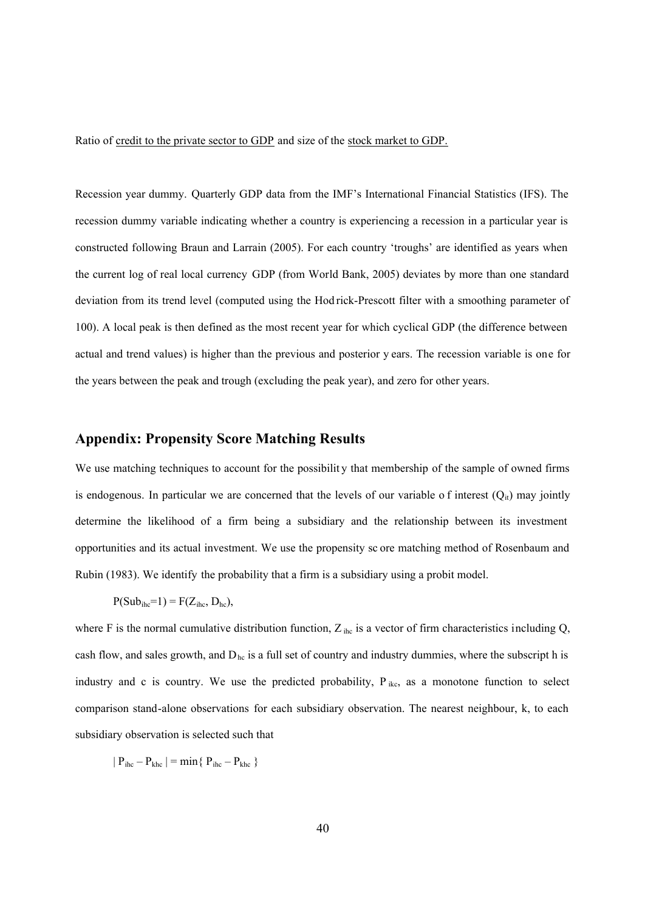Ratio of <u>credit to the private sector to GDP</u> and size of the <u>stock market to GDP.</u>

Recession year dummy. Quarterly GDP data from the IMF's International Financial Statistics (IFS). The recession dummy variable indicating whether a country is experiencing a recession in a particular year is constructed following Braun and Larrain (2005). For each country 'troughs' are identified as years when the current log of real local currency GDP (from World Bank, 2005) deviates by more than one standard deviation from its trend level (computed using the Hodrick-Prescott filter with a smoothing parameter of 100). A local peak is then defined as the most recent year for which cyclical GDP (the difference between actual and trend values) is higher than the previous and posterior years. The recession variable is one for the years between the peak and trough (excluding the peak year), and zero for other years.

## Appendix: Propensity Score Matching Results

We use matching techniques to account for the possibility that membership of the sample of owned firms is endogenous. In particular we are concerned that the levels of our variable of interest ($Q_{it}$) may jointly determine the likelihood of a firm being a subsidiary and the relationship between its investment opportunities and its actual investment. We use the propensity score matching method of Rosenbaum and Rubin (1983). We identify the probability that a firm is a subsidiary using a probit model.

$$P(Sub_{ihc}=1) = F(Z_{ihc}, D_{hc}),$$

where F is the normal cumulative distribution function, $Z_{ihc}$ is a vector of firm characteristics including Q, cash flow, and sales growth, and $D_{hc}$ is a full set of country and industry dummies, where the subscript h is industry and c is country. We use the predicted probability, $P_{ikc}$, as a monotone function to select comparison stand-alone observations for each subsidiary observation. The nearest neighbour, k, to each subsidiary observation is selected such that

$$| P_{ihc} - P_{khc} | = \min\{ P_{ihc} - P_{khc} \}$$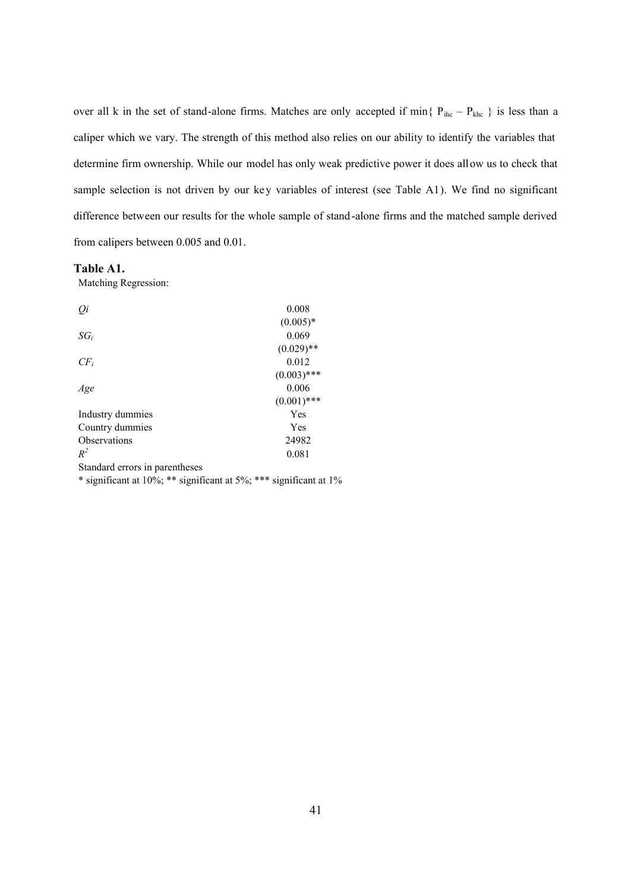over all k in the set of stand-alone firms. Matches are only accepted if min{ $P_{ihc} - P_{khc}$ } is less than a caliper which we vary. The strength of this method also relies on our ability to identify the variables that determine firm ownership. While our model has only weak predictive power it does allow us to check that sample selection is not driven by our key variables of interest (see Table A1). We find no significant difference between our results for the whole sample of stand-alone firms and the matched sample derived from calipers between 0.005 and 0.01.

**Table A1.**

Matching Regression:

| | |
|---|---|
| *Qi* | 0.008 |
| | (0.005)* |
| $SG_i$ | 0.069 |
| | (0.029)** |
| $CF_i$ | 0.012 |
| | (0.003)*** |
| *Age* | 0.006 |
| | (0.001)*** |
| Industry dummies | Yes |
| Country dummies | Yes |
| Observations | 24982 |
| $R^2$ | 0.081 |

Standard errors in parentheses

* significant at 10%; ** significant at 5%; *** significant at 1%